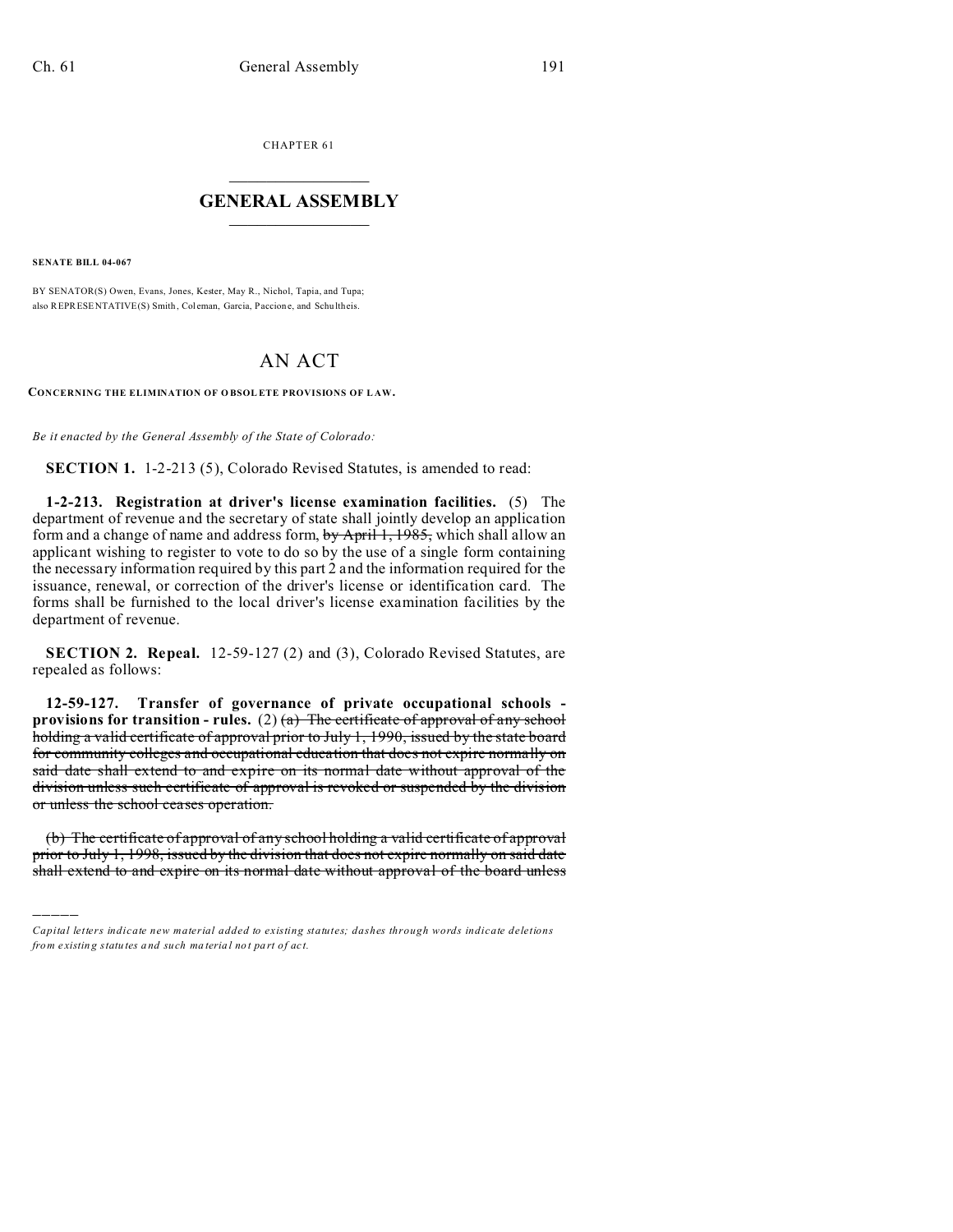CHAPTER 61

# GENERAL ASSEMBLY

**SENATE BILL 04-067**

BY SENATOR(S) Owen, Evans, Jones, Kester, May R., Nichol, Tapia, and Tupa;
also REPRESENTATIVE(S) Smith, Coleman, Garcia, Paccione, and Schultheis.

# AN ACT

**CONCERNING THE ELIMINATION OF OBSOLETE PROVISIONS OF LAW.**

*Be it enacted by the General Assembly of the State of Colorado:*

**SECTION 1.** 1-2-213 (5), Colorado Revised Statutes, is amended to read:

**1-2-213. Registration at driver's license examination facilities.** (5) The department of revenue and the secretary of state shall jointly develop an application form and a change of name and address form, ~~by April 1, 1985,~~ which shall allow an applicant wishing to register to vote to do so by the use of a single form containing the necessary information required by this part 2 and the information required for the issuance, renewal, or correction of the driver's license or identification card. The forms shall be furnished to the local driver's license examination facilities by the department of revenue.

**SECTION 2. Repeal.** 12-59-127 (2) and (3), Colorado Revised Statutes, are repealed as follows:

**12-59-127. Transfer of governance of private occupational schools - provisions for transition - rules.** (2) ~~(a) The certificate of approval of any school holding a valid certificate of approval prior to July 1, 1990, issued by the state board for community colleges and occupational education that does not expire normally on said date shall extend to and expire on its normal date without approval of the division unless such certificate of approval is revoked or suspended by the division or unless the school ceases operation.~~

~~(b) The certificate of approval of any school holding a valid certificate of approval prior to July 1, 1998, issued by the division that does not expire normally on said date shall extend to and expire on its normal date without approval of the board unless~~

*Capital letters indicate new material added to existing statutes; dashes through words indicate deletions from existing statutes and such material not part of act.*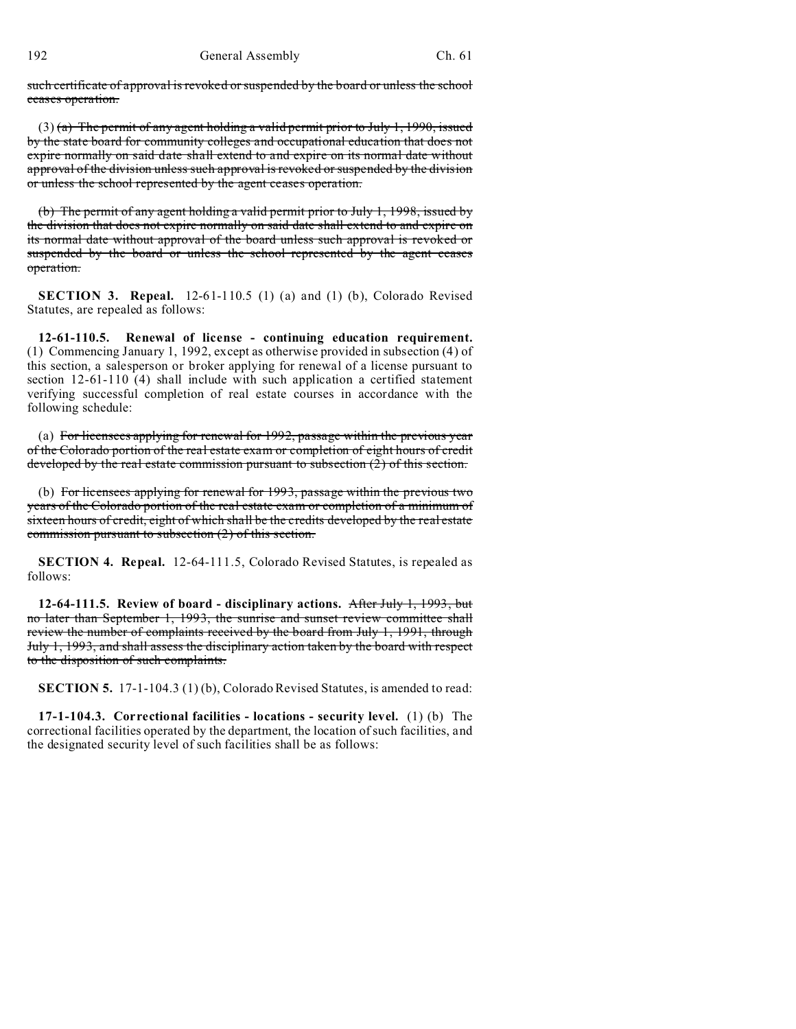~~such certificate of approval is revoked or suspended by the board or unless the school ceases operation.~~

(3) ~~(a) The permit of any agent holding a valid permit prior to July 1, 1990, issued by the state board for community colleges and occupational education that does not expire normally on said date shall extend to and expire on its normal date without approval of the division unless such approval is revoked or suspended by the division or unless the school represented by the agent ceases operation.~~

~~(b) The permit of any agent holding a valid permit prior to July 1, 1998, issued by the division that does not expire normally on said date shall extend to and expire on its normal date without approval of the board unless such approval is revoked or suspended by the board or unless the school represented by the agent ceases operation.~~

**SECTION 3. Repeal.** 12-61-110.5 (1) (a) and (1) (b), Colorado Revised Statutes, are repealed as follows:

**12-61-110.5. Renewal of license - continuing education requirement.** (1) Commencing January 1, 1992, except as otherwise provided in subsection (4) of this section, a salesperson or broker applying for renewal of a license pursuant to section 12-61-110 (4) shall include with such application a certified statement verifying successful completion of real estate courses in accordance with the following schedule:

(a) ~~For licensees applying for renewal for 1992, passage within the previous year of the Colorado portion of the real estate exam or completion of eight hours of credit developed by the real estate commission pursuant to subsection (2) of this section.~~

(b) ~~For licensees applying for renewal for 1993, passage within the previous two years of the Colorado portion of the real estate exam or completion of a minimum of sixteen hours of credit, eight of which shall be the credits developed by the real estate commission pursuant to subsection (2) of this section.~~

**SECTION 4. Repeal.** 12-64-111.5, Colorado Revised Statutes, is repealed as follows:

**12-64-111.5. Review of board - disciplinary actions.** ~~After July 1, 1993, but no later than September 1, 1993, the sunrise and sunset review committee shall review the number of complaints received by the board from July 1, 1991, through July 1, 1993, and shall assess the disciplinary action taken by the board with respect to the disposition of such complaints.~~

**SECTION 5.** 17-1-104.3 (1) (b), Colorado Revised Statutes, is amended to read:

**17-1-104.3. Correctional facilities - locations - security level.** (1) (b) The correctional facilities operated by the department, the location of such facilities, and the designated security level of such facilities shall be as follows: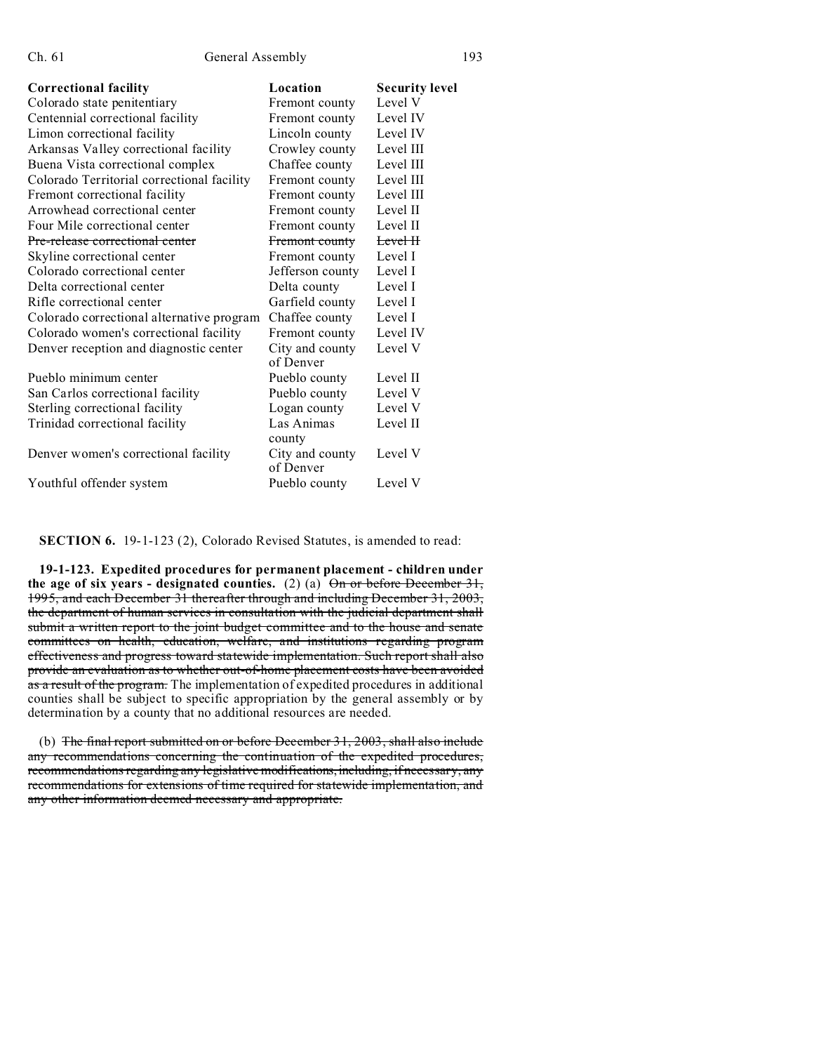| Correctional facility | Location | Security level |
|---|---|---|
| Colorado state penitentiary | Fremont county | Level V |
| Centennial correctional facility | Fremont county | Level IV |
| Limon correctional facility | Lincoln county | Level IV |
| Arkansas Valley correctional facility | Crowley county | Level III |
| Buena Vista correctional complex | Chaffee county | Level III |
| Colorado Territorial correctional facility | Fremont county | Level III |
| Fremont correctional facility | Fremont county | Level III |
| Arrowhead correctional center | Fremont county | Level II |
| Four Mile correctional center | Fremont county | Level II |
| ~~Pre-release correctional center~~ | ~~Fremont county~~ | ~~Level II~~ |
| Skyline correctional center | Fremont county | Level I |
| Colorado correctional center | Jefferson county | Level I |
| Delta correctional center | Delta county | Level I |
| Rifle correctional center | Garfield county | Level I |
| Colorado correctional alternative program | Chaffee county | Level I |
| Colorado women's correctional facility | Fremont county | Level IV |
| Denver reception and diagnostic center | City and county of Denver | Level V |
| Pueblo minimum center | Pueblo county | Level II |
| San Carlos correctional facility | Pueblo county | Level V |
| Sterling correctional facility | Logan county | Level V |
| Trinidad correctional facility | Las Animas county | Level II |
| Denver women's correctional facility | City and county of Denver | Level V |
| Youthful offender system | Pueblo county | Level V |

**SECTION 6.** 19-1-123 (2), Colorado Revised Statutes, is amended to read:

**19-1-123. Expedited procedures for permanent placement - children under the age of six years - designated counties.** (2) (a) ~~On or before December 31, 1995, and each December 31 thereafter through and including December 31, 2003, the department of human services in consultation with the judicial department shall submit a written report to the joint budget committee and to the house and senate committees on health, education, welfare, and institutions regarding program effectiveness and progress toward statewide implementation. Such report shall also provide an evaluation as to whether out-of-home placement costs have been avoided as a result of the program.~~ The implementation of expedited procedures in additional counties shall be subject to specific appropriation by the general assembly or by determination by a county that no additional resources are needed.

(b) ~~The final report submitted on or before December 31, 2003, shall also include any recommendations concerning the continuation of the expedited procedures, recommendations regarding any legislative modifications, including, if necessary, any recommendations for extensions of time required for statewide implementation, and any other information deemed necessary and appropriate.~~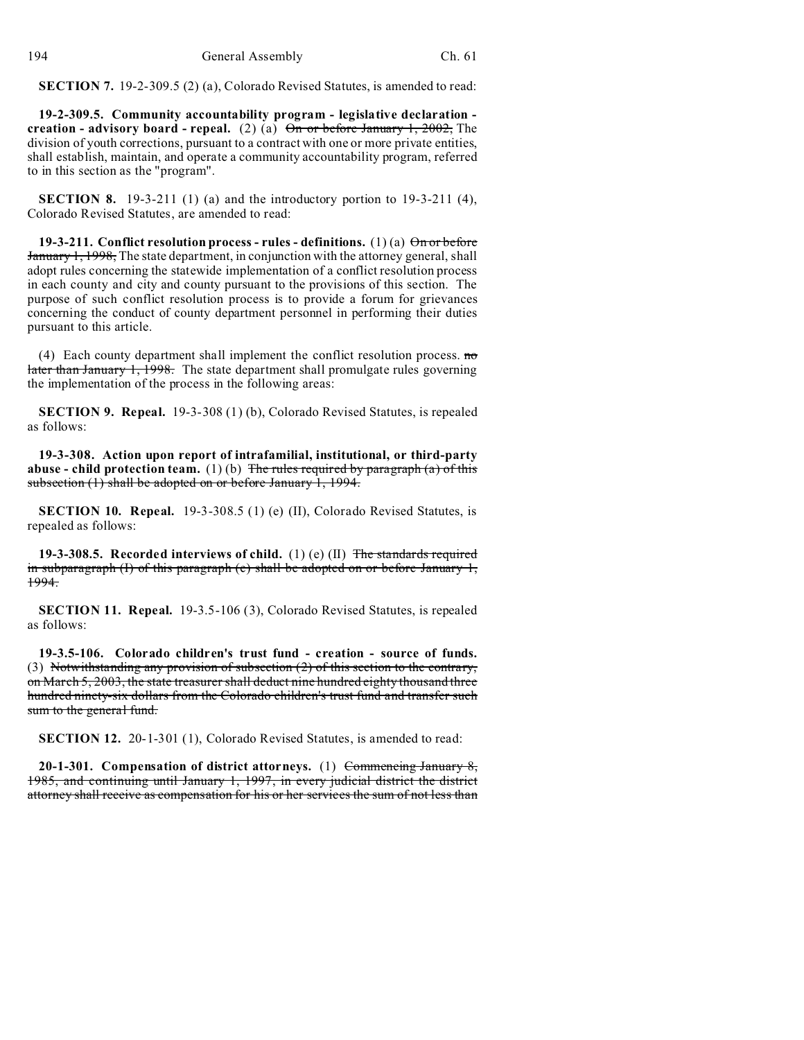**SECTION 7.** 19-2-309.5 (2) (a), Colorado Revised Statutes, is amended to read:

**19-2-309.5. Community accountability program - legislative declaration - creation - advisory board - repeal.** (2) (a) ~~On or before January 1, 2002,~~ The division of youth corrections, pursuant to a contract with one or more private entities, shall establish, maintain, and operate a community accountability program, referred to in this section as the "program".

**SECTION 8.** 19-3-211 (1) (a) and the introductory portion to 19-3-211 (4), Colorado Revised Statutes, are amended to read:

**19-3-211. Conflict resolution process - rules - definitions.** (1) (a) ~~On or before January 1, 1998,~~ The state department, in conjunction with the attorney general, shall adopt rules concerning the statewide implementation of a conflict resolution process in each county and city and county pursuant to the provisions of this section. The purpose of such conflict resolution process is to provide a forum for grievances concerning the conduct of county department personnel in performing their duties pursuant to this article.

(4) Each county department shall implement the conflict resolution process. ~~no later than January 1, 1998.~~ The state department shall promulgate rules governing the implementation of the process in the following areas:

**SECTION 9. Repeal.** 19-3-308 (1) (b), Colorado Revised Statutes, is repealed as follows:

**19-3-308. Action upon report of intrafamilial, institutional, or third-party abuse - child protection team.** (1) (b) ~~The rules required by paragraph (a) of this subsection (1) shall be adopted on or before January 1, 1994.~~

**SECTION 10. Repeal.** 19-3-308.5 (1) (e) (II), Colorado Revised Statutes, is repealed as follows:

**19-3-308.5. Recorded interviews of child.** (1) (e) (II) ~~The standards required in subparagraph (I) of this paragraph (e) shall be adopted on or before January 1, 1994.~~

**SECTION 11. Repeal.** 19-3.5-106 (3), Colorado Revised Statutes, is repealed as follows:

**19-3.5-106. Colorado children's trust fund - creation - source of funds.** (3) ~~Notwithstanding any provision of subsection (2) of this section to the contrary, on March 5, 2003, the state treasurer shall deduct nine hundred eighty thousand three hundred ninety-six dollars from the Colorado children's trust fund and transfer such sum to the general fund.~~

**SECTION 12.** 20-1-301 (1), Colorado Revised Statutes, is amended to read:

**20-1-301. Compensation of district attorneys.** (1) ~~Commencing January 8, 1985, and continuing until January 1, 1997, in every judicial district the district attorney shall receive as compensation for his or her services the sum of not less than~~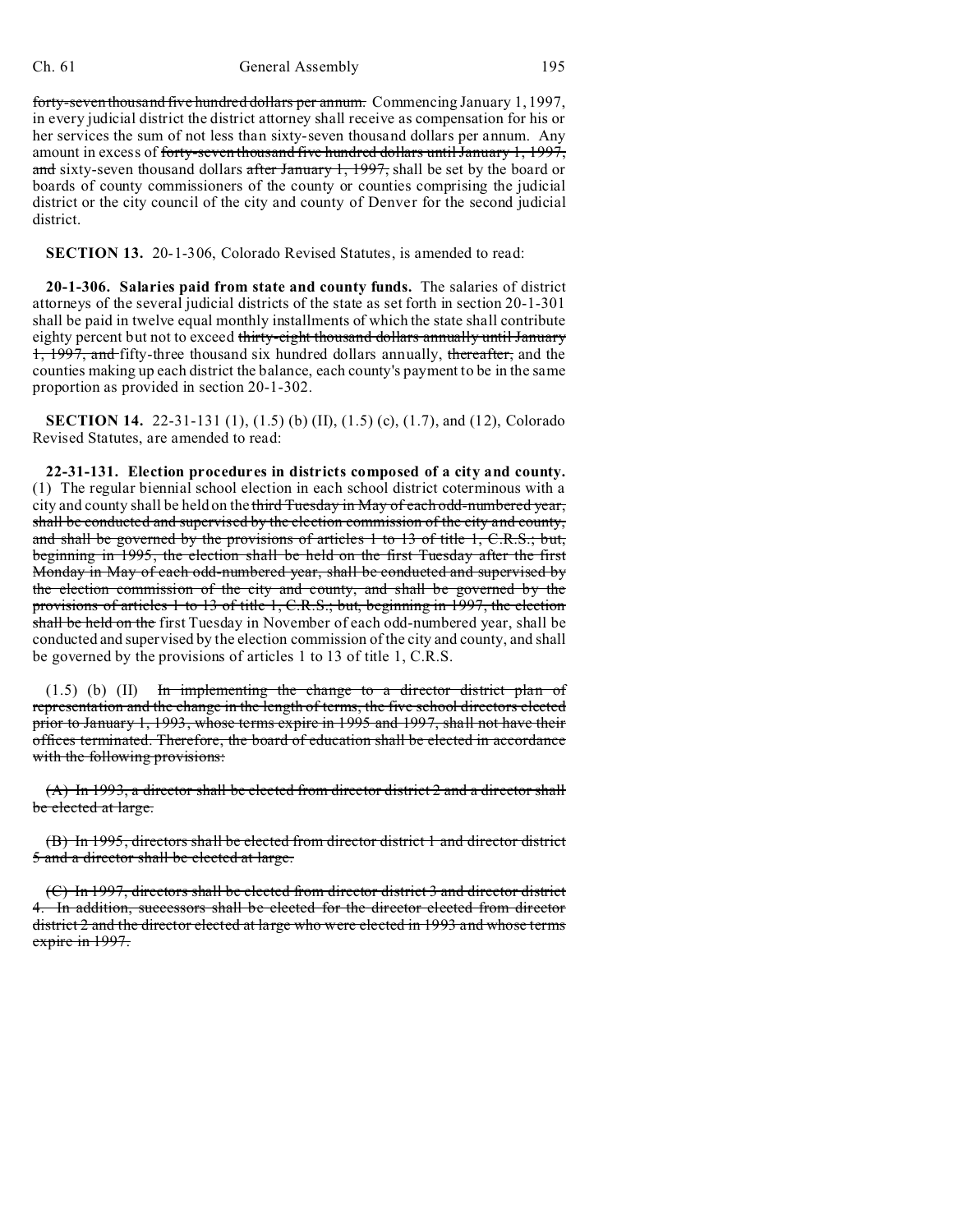~~forty-seven thousand five hundred dollars per annum.~~ Commencing January 1, 1997, in every judicial district the district attorney shall receive as compensation for his or her services the sum of not less than sixty-seven thousand dollars per annum. Any amount in excess of ~~forty-seven thousand five hundred dollars until January 1, 1997, and~~ sixty-seven thousand dollars ~~after January 1, 1997,~~ shall be set by the board or boards of county commissioners of the county or counties comprising the judicial district or the city council of the city and county of Denver for the second judicial district.

**SECTION 13.** 20-1-306, Colorado Revised Statutes, is amended to read:

**20-1-306. Salaries paid from state and county funds.** The salaries of district attorneys of the several judicial districts of the state as set forth in section 20-1-301 shall be paid in twelve equal monthly installments of which the state shall contribute eighty percent but not to exceed ~~thirty-eight thousand dollars annually until January 1, 1997, and~~ fifty-three thousand six hundred dollars annually, ~~thereafter,~~ and the counties making up each district the balance, each county's payment to be in the same proportion as provided in section 20-1-302.

**SECTION 14.** 22-31-131 (1), (1.5) (b) (II), (1.5) (c), (1.7), and (12), Colorado Revised Statutes, are amended to read:

**22-31-131. Election procedures in districts composed of a city and county.** (1) The regular biennial school election in each school district coterminous with a city and county shall be held on the ~~third Tuesday in May of each odd-numbered year, shall be conducted and supervised by the election commission of the city and county, and shall be governed by the provisions of articles 1 to 13 of title 1, C.R.S.; but, beginning in 1995, the election shall be held on the first Tuesday after the first Monday in May of each odd-numbered year, shall be conducted and supervised by the election commission of the city and county, and shall be governed by the provisions of articles 1 to 13 of title 1, C.R.S.; but, beginning in 1997, the election shall be held on the~~ first Tuesday in November of each odd-numbered year, shall be conducted and supervised by the election commission of the city and county, and shall be governed by the provisions of articles 1 to 13 of title 1, C.R.S.

(1.5) (b) (II) ~~In implementing the change to a director district plan of representation and the change in the length of terms, the five school directors elected prior to January 1, 1993, whose terms expire in 1995 and 1997, shall not have their offices terminated. Therefore, the board of education shall be elected in accordance with the following provisions:~~

~~(A) In 1993, a director shall be elected from director district 2 and a director shall be elected at large.~~

~~(B) In 1995, directors shall be elected from director district 1 and director district 5 and a director shall be elected at large.~~

~~(C) In 1997, directors shall be elected from director district 3 and director district 4. In addition, successors shall be elected for the director elected from director district 2 and the director elected at large who were elected in 1993 and whose terms expire in 1997.~~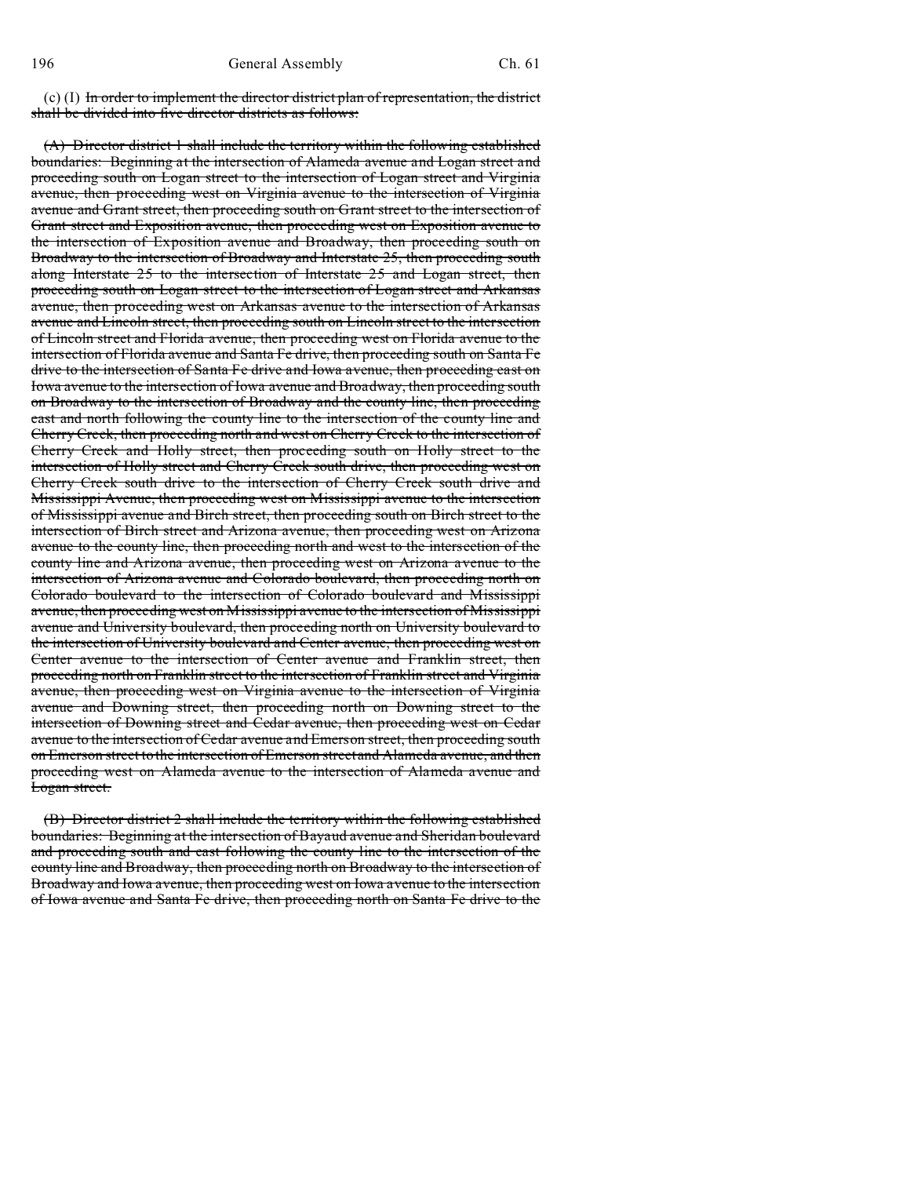(c) (I) ~~In order to implement the director district plan of representation, the district shall be divided into five director districts as follows:~~

~~(A) Director district 1 shall include the territory within the following established boundaries: Beginning at the intersection of Alameda avenue and Logan street and proceeding south on Logan street to the intersection of Logan street and Virginia avenue, then proceeding west on Virginia avenue to the intersection of Virginia avenue and Grant street, then proceeding south on Grant street to the intersection of Grant street and Exposition avenue, then proceeding west on Exposition avenue to the intersection of Exposition avenue and Broadway, then proceeding south on Broadway to the intersection of Broadway and Interstate 25, then proceeding south along Interstate 25 to the intersection of Interstate 25 and Logan street, then proceeding south on Logan street to the intersection of Logan street and Arkansas avenue, then proceeding west on Arkansas avenue to the intersection of Arkansas avenue and Lincoln street, then proceeding south on Lincoln street to the intersection of Lincoln street and Florida avenue, then proceeding west on Florida avenue to the intersection of Florida avenue and Santa Fe drive, then proceeding south on Santa Fe drive to the intersection of Santa Fe drive and Iowa avenue, then proceeding east on Iowa avenue to the intersection of Iowa avenue and Broadway, then proceeding south on Broadway to the intersection of Broadway and the county line, then proceeding east and north following the county line to the intersection of the county line and Cherry Creek, then proceeding north and west on Cherry Creek to the intersection of Cherry Creek and Holly street, then proceeding south on Holly street to the intersection of Holly street and Cherry Creek south drive, then proceeding west on Cherry Creek south drive to the intersection of Cherry Creek south drive and Mississippi Avenue, then proceeding west on Mississippi avenue to the intersection of Mississippi avenue and Birch street, then proceeding south on Birch street to the intersection of Birch street and Arizona avenue, then proceeding west on Arizona avenue to the county line, then proceeding north and west to the intersection of the county line and Arizona avenue, then proceeding west on Arizona avenue to the intersection of Arizona avenue and Colorado boulevard, then proceeding north on Colorado boulevard to the intersection of Colorado boulevard and Mississippi avenue, then proceeding west on Mississippi avenue to the intersection of Mississippi avenue and University boulevard, then proceeding north on University boulevard to the intersection of University boulevard and Center avenue, then proceeding west on Center avenue to the intersection of Center avenue and Franklin street, then proceeding north on Franklin street to the intersection of Franklin street and Virginia avenue, then proceeding west on Virginia avenue to the intersection of Virginia avenue and Downing street, then proceeding north on Downing street to the intersection of Downing street and Cedar avenue, then proceeding west on Cedar avenue to the intersection of Cedar avenue and Emerson street, then proceeding south on Emerson street to the intersection of Emerson street and Alameda avenue, and then proceeding west on Alameda avenue to the intersection of Alameda avenue and Logan street.~~

~~(B) Director district 2 shall include the territory within the following established boundaries: Beginning at the intersection of Bayaud avenue and Sheridan boulevard and proceeding south and east following the county line to the intersection of the county line and Broadway, then proceeding north on Broadway to the intersection of Broadway and Iowa avenue, then proceeding west on Iowa avenue to the intersection of Iowa avenue and Santa Fe drive, then proceeding north on Santa Fe drive to the~~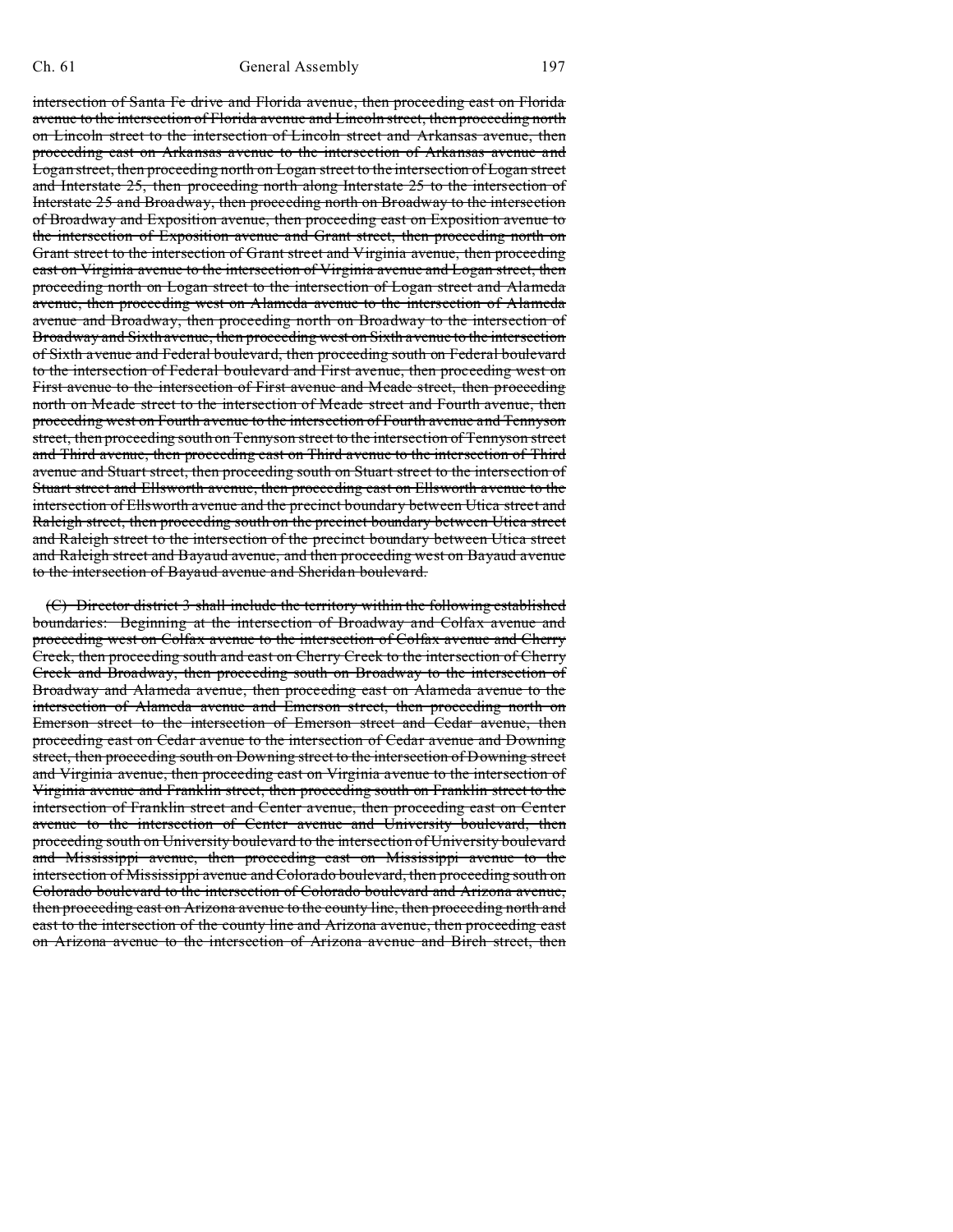~~intersection of Santa Fe drive and Florida avenue, then proceeding east on Florida avenue to the intersection of Florida avenue and Lincoln street, then proceeding north on Lincoln street to the intersection of Lincoln street and Arkansas avenue, then proceeding east on Arkansas avenue to the intersection of Arkansas avenue and Logan street, then proceeding north on Logan street to the intersection of Logan street and Interstate 25, then proceeding north along Interstate 25 to the intersection of Interstate 25 and Broadway, then proceeding north on Broadway to the intersection of Broadway and Exposition avenue, then proceeding east on Exposition avenue to the intersection of Exposition avenue and Grant street, then proceeding north on Grant street to the intersection of Grant street and Virginia avenue, then proceeding east on Virginia avenue to the intersection of Virginia avenue and Logan street, then proceeding north on Logan street to the intersection of Logan street and Alameda avenue, then proceeding west on Alameda avenue to the intersection of Alameda avenue and Broadway, then proceeding north on Broadway to the intersection of Broadway and Sixth avenue, then proceeding west on Sixth avenue to the intersection of Sixth avenue and Federal boulevard, then proceeding south on Federal boulevard to the intersection of Federal boulevard and First avenue, then proceeding west on First avenue to the intersection of First avenue and Meade street, then proceeding north on Meade street to the intersection of Meade street and Fourth avenue, then proceeding west on Fourth avenue to the intersection of Fourth avenue and Tennyson street, then proceeding south on Tennyson street to the intersection of Tennyson street and Third avenue, then proceeding east on Third avenue to the intersection of Third avenue and Stuart street, then proceeding south on Stuart street to the intersection of Stuart street and Ellsworth avenue, then proceeding east on Ellsworth avenue to the intersection of Ellsworth avenue and the precinct boundary between Utica street and Raleigh street, then proceeding south on the precinct boundary between Utica street and Raleigh street to the intersection of the precinct boundary between Utica street and Raleigh street and Bayaud avenue, and then proceeding west on Bayaud avenue to the intersection of Bayaud avenue and Sheridan boulevard.~~

~~(C) Director district 3 shall include the territory within the following established boundaries: Beginning at the intersection of Broadway and Colfax avenue and proceeding west on Colfax avenue to the intersection of Colfax avenue and Cherry Creek, then proceeding south and east on Cherry Creek to the intersection of Cherry Creek and Broadway, then proceeding south on Broadway to the intersection of Broadway and Alameda avenue, then proceeding east on Alameda avenue to the intersection of Alameda avenue and Emerson street, then proceeding north on Emerson street to the intersection of Emerson street and Cedar avenue, then proceeding east on Cedar avenue to the intersection of Cedar avenue and Downing street, then proceeding south on Downing street to the intersection of Downing street and Virginia avenue, then proceeding east on Virginia avenue to the intersection of Virginia avenue and Franklin street, then proceeding south on Franklin street to the intersection of Franklin street and Center avenue, then proceeding east on Center avenue to the intersection of Center avenue and University boulevard, then proceeding south on University boulevard to the intersection of University boulevard and Mississippi avenue, then proceeding east on Mississippi avenue to the intersection of Mississippi avenue and Colorado boulevard, then proceeding south on Colorado boulevard to the intersection of Colorado boulevard and Arizona avenue, then proceeding east on Arizona avenue to the county line, then proceeding north and east to the intersection of the county line and Arizona avenue, then proceeding east on Arizona avenue to the intersection of Arizona avenue and Birch street, then~~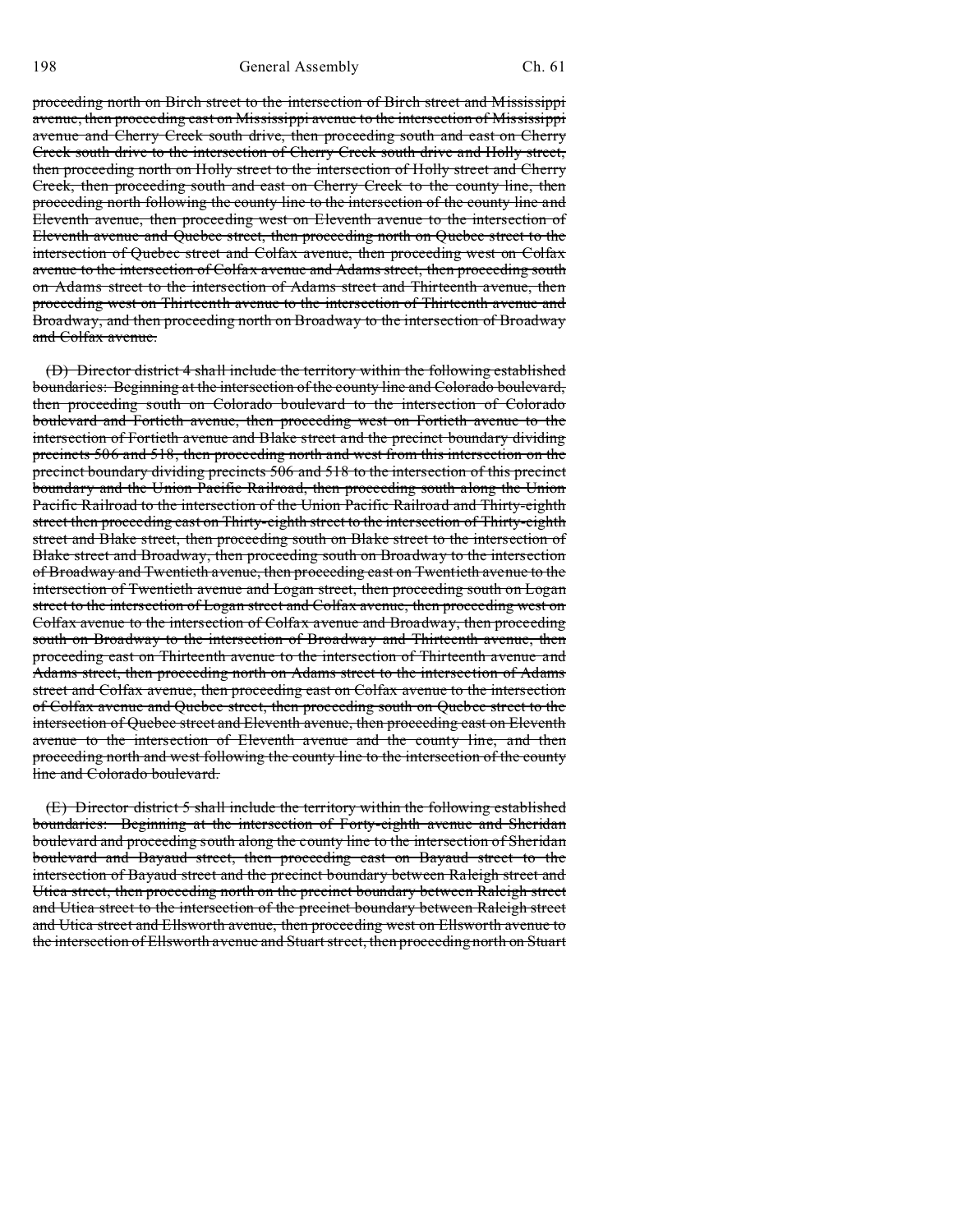proceeding north on Birch street to the intersection of Birch street and Mississippi avenue, then proceeding east on Mississippi avenue to the intersection of Mississippi avenue and Cherry Creek south drive, then proceeding south and east on Cherry Creek south drive to the intersection of Cherry Creek south drive and Holly street, then proceeding north on Holly street to the intersection of Holly street and Cherry Creek, then proceeding south and east on Cherry Creek to the county line, then proceeding north following the county line to the intersection of the county line and Eleventh avenue, then proceeding west on Eleventh avenue to the intersection of Eleventh avenue and Quebec street, then proceeding north on Quebec street to the intersection of Quebec street and Colfax avenue, then proceeding west on Colfax avenue to the intersection of Colfax avenue and Adams street, then proceeding south on Adams street to the intersection of Adams street and Thirteenth avenue, then proceeding west on Thirteenth avenue to the intersection of Thirteenth avenue and Broadway, and then proceeding north on Broadway to the intersection of Broadway and Colfax avenue.

(D) Director district 4 shall include the territory within the following established boundaries: Beginning at the intersection of the county line and Colorado boulevard, then proceeding south on Colorado boulevard to the intersection of Colorado boulevard and Fortieth avenue, then proceeding west on Fortieth avenue to the intersection of Fortieth avenue and Blake street and the precinct boundary dividing precincts 506 and 518, then proceeding north and west from this intersection on the precinct boundary dividing precincts 506 and 518 to the intersection of this precinct boundary and the Union Pacific Railroad, then proceeding south along the Union Pacific Railroad to the intersection of the Union Pacific Railroad and Thirty-eighth street then proceeding east on Thirty-eighth street to the intersection of Thirty-eighth street and Blake street, then proceeding south on Blake street to the intersection of Blake street and Broadway, then proceeding south on Broadway to the intersection of Broadway and Twentieth avenue, then proceeding east on Twentieth avenue to the intersection of Twentieth avenue and Logan street, then proceeding south on Logan street to the intersection of Logan street and Colfax avenue, then proceeding west on Colfax avenue to the intersection of Colfax avenue and Broadway, then proceeding south on Broadway to the intersection of Broadway and Thirteenth avenue, then proceeding east on Thirteenth avenue to the intersection of Thirteenth avenue and Adams street, then proceeding north on Adams street to the intersection of Adams street and Colfax avenue, then proceeding east on Colfax avenue to the intersection of Colfax avenue and Quebec street, then proceeding south on Quebec street to the intersection of Quebec street and Eleventh avenue, then proceeding east on Eleventh avenue to the intersection of Eleventh avenue and the county line, and then proceeding north and west following the county line to the intersection of the county line and Colorado boulevard.

(E) Director district 5 shall include the territory within the following established boundaries: Beginning at the intersection of Forty-eighth avenue and Sheridan boulevard and proceeding south along the county line to the intersection of Sheridan boulevard and Bayaud street, then proceeding east on Bayaud street to the intersection of Bayaud street and the precinct boundary between Raleigh street and Utica street, then proceeding north on the precinct boundary between Raleigh street and Utica street to the intersection of the precinct boundary between Raleigh street and Utica street and Ellsworth avenue, then proceeding west on Ellsworth avenue to the intersection of Ellsworth avenue and Stuart street, then proceeding north on Stuart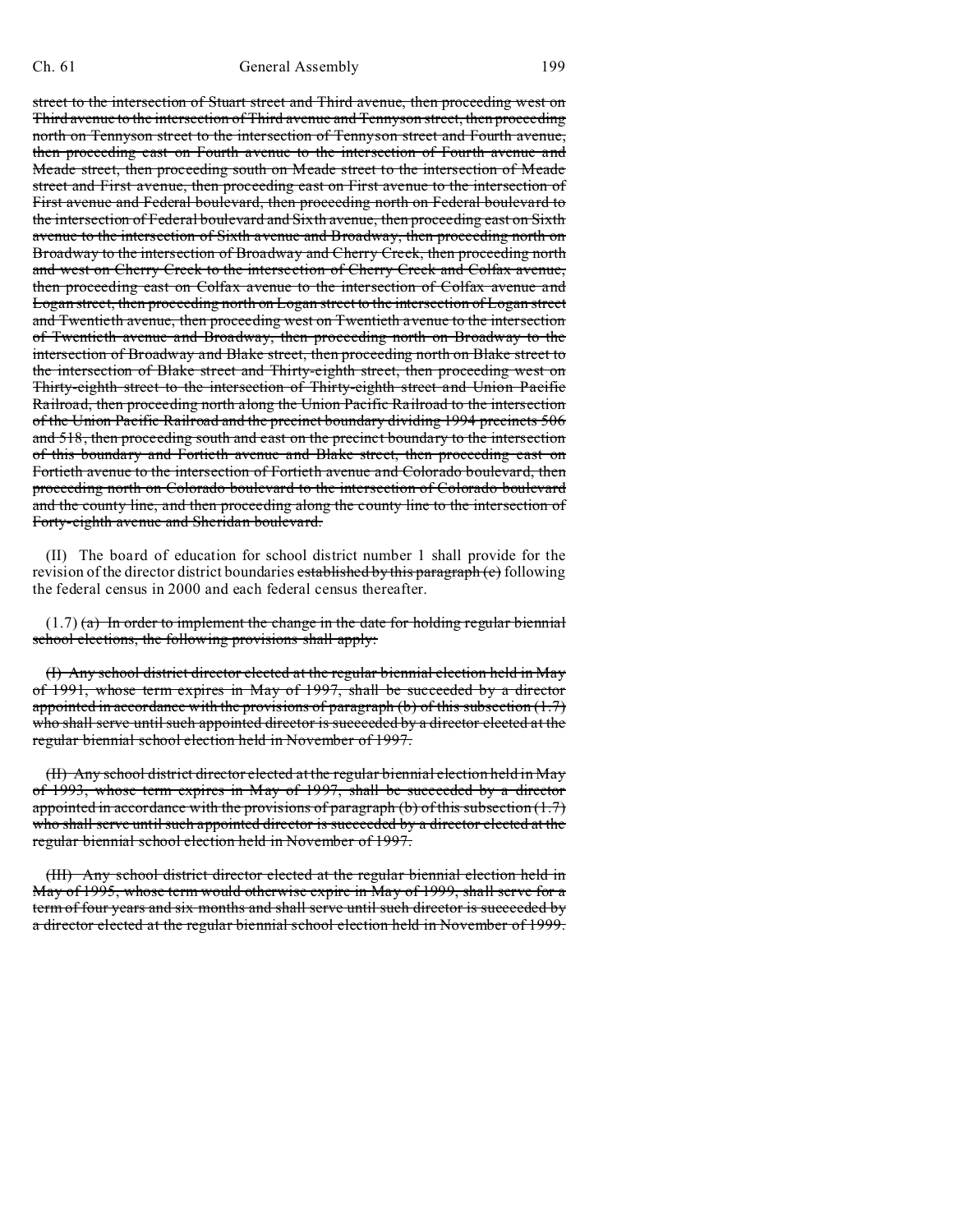~~street to the intersection of Stuart street and Third avenue, then proceeding west on Third avenue to the intersection of Third avenue and Tennyson street, then proceeding north on Tennyson street to the intersection of Tennyson street and Fourth avenue, then proceeding east on Fourth avenue to the intersection of Fourth avenue and Meade street, then proceeding south on Meade street to the intersection of Meade street and First avenue, then proceeding east on First avenue to the intersection of First avenue and Federal boulevard, then proceeding north on Federal boulevard to the intersection of Federal boulevard and Sixth avenue, then proceeding east on Sixth avenue to the intersection of Sixth avenue and Broadway, then proceeding north on Broadway to the intersection of Broadway and Cherry Creek, then proceeding north and west on Cherry Creek to the intersection of Cherry Creek and Colfax avenue, then proceeding east on Colfax avenue to the intersection of Colfax avenue and Logan street, then proceeding north on Logan street to the intersection of Logan street and Twentieth avenue, then proceeding west on Twentieth avenue to the intersection of Twentieth avenue and Broadway, then proceeding north on Broadway to the intersection of Broadway and Blake street, then proceeding north on Blake street to the intersection of Blake street and Thirty-eighth street, then proceeding west on Thirty-eighth street to the intersection of Thirty-eighth street and Union Pacific Railroad, then proceeding north along the Union Pacific Railroad to the intersection of the Union Pacific Railroad and the precinct boundary dividing 1994 precincts 506 and 518, then proceeding south and east on the precinct boundary to the intersection of this boundary and Fortieth avenue and Blake street, then proceeding east on Fortieth avenue to the intersection of Fortieth avenue and Colorado boulevard, then proceeding north on Colorado boulevard to the intersection of Colorado boulevard and the county line, and then proceeding along the county line to the intersection of Forty-eighth avenue and Sheridan boulevard.~~

(II) The board of education for school district number 1 shall provide for the revision of the director district boundaries ~~established by this paragraph (c)~~ following the federal census in 2000 and each federal census thereafter.

(1.7) ~~(a) In order to implement the change in the date for holding regular biennial school elections, the following provisions shall apply:~~

~~(I) Any school district director elected at the regular biennial election held in May of 1991, whose term expires in May of 1997, shall be succeeded by a director appointed in accordance with the provisions of paragraph (b) of this subsection (1.7) who shall serve until such appointed director is succeeded by a director elected at the regular biennial school election held in November of 1997.~~

~~(II) Any school district director elected at the regular biennial election held in May of 1993, whose term expires in May of 1997, shall be succeeded by a director appointed in accordance with the provisions of paragraph (b) of this subsection (1.7) who shall serve until such appointed director is succeeded by a director elected at the regular biennial school election held in November of 1997.~~

~~(III) Any school district director elected at the regular biennial election held in May of 1995, whose term would otherwise expire in May of 1999, shall serve for a term of four years and six months and shall serve until such director is succeeded by a director elected at the regular biennial school election held in November of 1999.~~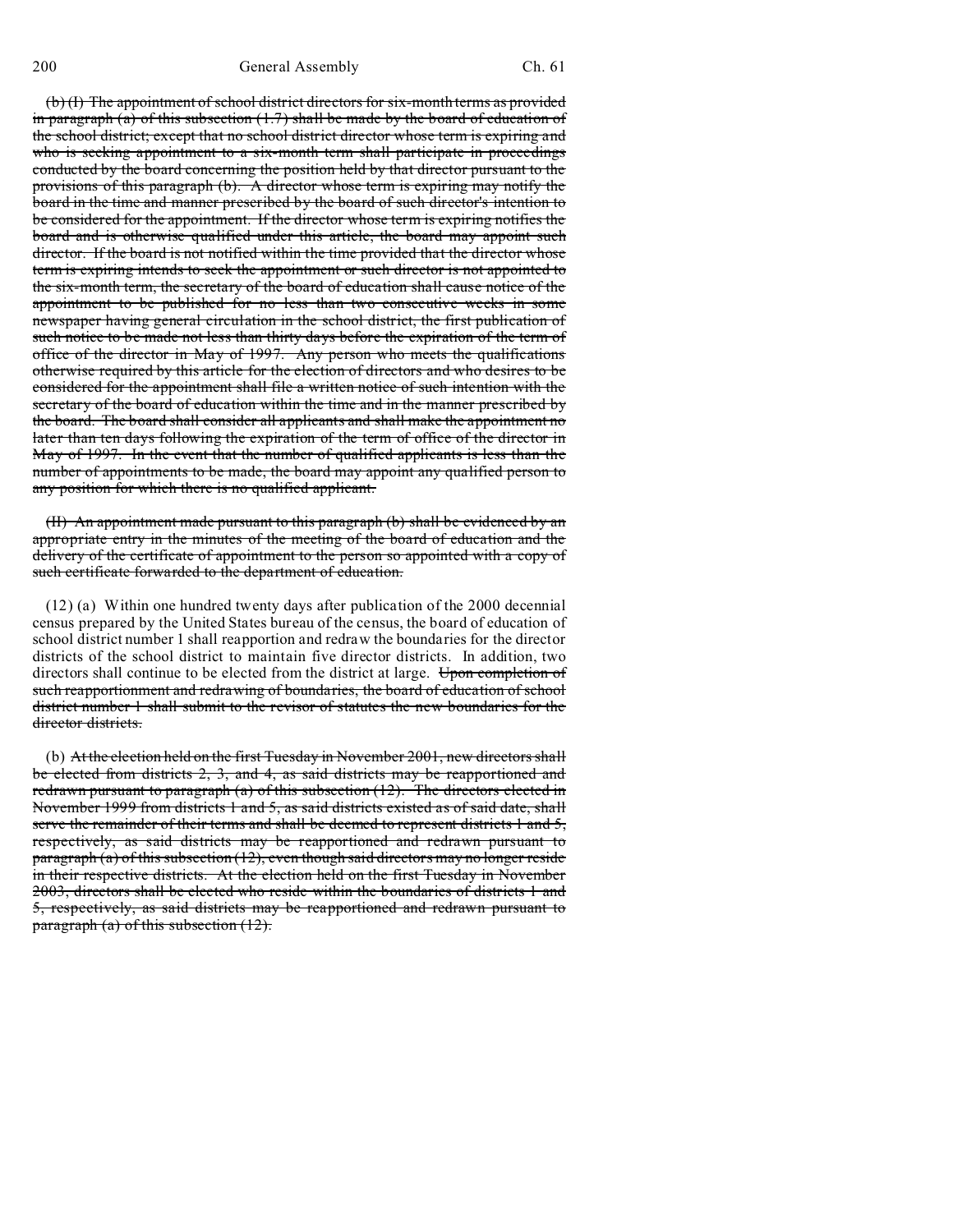~~(b) (I) The appointment of school district directors for six-month terms as provided in paragraph (a) of this subsection (1.7) shall be made by the board of education of the school district; except that no school district director whose term is expiring and who is seeking appointment to a six-month term shall participate in proceedings conducted by the board concerning the position held by that director pursuant to the provisions of this paragraph (b). A director whose term is expiring may notify the board in the time and manner prescribed by the board of such director's intention to be considered for the appointment. If the director whose term is expiring notifies the board and is otherwise qualified under this article, the board may appoint such director. If the board is not notified within the time provided that the director whose term is expiring intends to seek the appointment or such director is not appointed to the six-month term, the secretary of the board of education shall cause notice of the appointment to be published for no less than two consecutive weeks in some newspaper having general circulation in the school district, the first publication of such notice to be made not less than thirty days before the expiration of the term of office of the director in May of 1997. Any person who meets the qualifications otherwise required by this article for the election of directors and who desires to be considered for the appointment shall file a written notice of such intention with the secretary of the board of education within the time and in the manner prescribed by the board. The board shall consider all applicants and shall make the appointment no later than ten days following the expiration of the term of office of the director in May of 1997. In the event that the number of qualified applicants is less than the number of appointments to be made, the board may appoint any qualified person to any position for which there is no qualified applicant.~~

~~(II) An appointment made pursuant to this paragraph (b) shall be evidenced by an appropriate entry in the minutes of the meeting of the board of education and the delivery of the certificate of appointment to the person so appointed with a copy of such certificate forwarded to the department of education.~~

(12) (a) Within one hundred twenty days after publication of the 2000 decennial census prepared by the United States bureau of the census, the board of education of school district number 1 shall reapportion and redraw the boundaries for the director districts of the school district to maintain five director districts. In addition, two directors shall continue to be elected from the district at large. ~~Upon completion of such reapportionment and redrawing of boundaries, the board of education of school district number 1 shall submit to the revisor of statutes the new boundaries for the director districts.~~

(b) ~~At the election held on the first Tuesday in November 2001, new directors shall be elected from districts 2, 3, and 4, as said districts may be reapportioned and redrawn pursuant to paragraph (a) of this subsection (12). The directors elected in November 1999 from districts 1 and 5, as said districts existed as of said date, shall serve the remainder of their terms and shall be deemed to represent districts 1 and 5, respectively, as said districts may be reapportioned and redrawn pursuant to paragraph (a) of this subsection (12), even though said directors may no longer reside in their respective districts. At the election held on the first Tuesday in November 2003, directors shall be elected who reside within the boundaries of districts 1 and 5, respectively, as said districts may be reapportioned and redrawn pursuant to paragraph (a) of this subsection (12).~~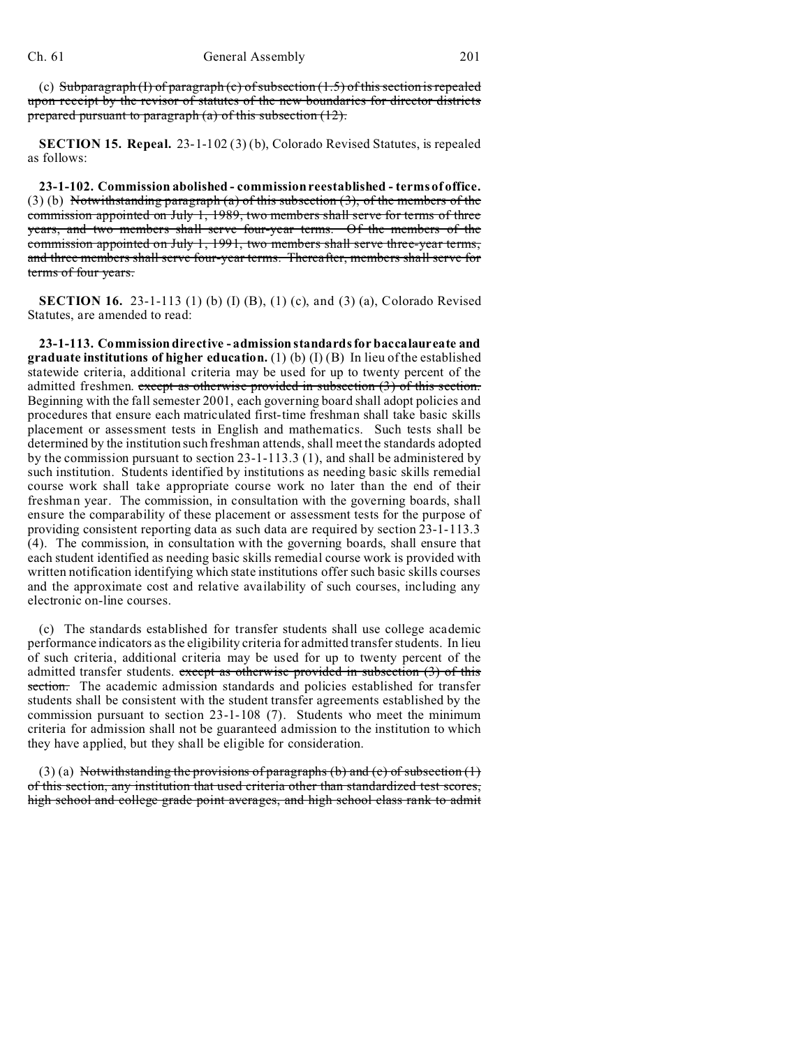(c) ~~Subparagraph (I) of paragraph (c) of subsection (1.5) of this section is repealed upon receipt by the revisor of statutes of the new boundaries for director districts prepared pursuant to paragraph (a) of this subsection (12).~~

**SECTION 15. Repeal.** 23-1-102 (3) (b), Colorado Revised Statutes, is repealed as follows:

**23-1-102. Commission abolished - commission reestablished - terms of office.** (3) (b) ~~Notwithstanding paragraph (a) of this subsection (3), of the members of the commission appointed on July 1, 1989, two members shall serve for terms of three years, and two members shall serve four-year terms. Of the members of the commission appointed on July 1, 1991, two members shall serve three-year terms, and three members shall serve four-year terms. Thereafter, members shall serve for terms of four years.~~

**SECTION 16.** 23-1-113 (1) (b) (I) (B), (1) (c), and (3) (a), Colorado Revised Statutes, are amended to read:

**23-1-113. Commission directive - admission standards for baccalaureate and graduate institutions of higher education.** (1) (b) (I) (B) In lieu of the established statewide criteria, additional criteria may be used for up to twenty percent of the admitted freshmen. ~~except as otherwise provided in subsection (3) of this section.~~ Beginning with the fall semester 2001, each governing board shall adopt policies and procedures that ensure each matriculated first-time freshman shall take basic skills placement or assessment tests in English and mathematics. Such tests shall be determined by the institution such freshman attends, shall meet the standards adopted by the commission pursuant to section 23-1-113.3 (1), and shall be administered by such institution. Students identified by institutions as needing basic skills remedial course work shall take appropriate course work no later than the end of their freshman year. The commission, in consultation with the governing boards, shall ensure the comparability of these placement or assessment tests for the purpose of providing consistent reporting data as such data are required by section 23-1-113.3 (4). The commission, in consultation with the governing boards, shall ensure that each student identified as needing basic skills remedial course work is provided with written notification identifying which state institutions offer such basic skills courses and the approximate cost and relative availability of such courses, including any electronic on-line courses.

(c) The standards established for transfer students shall use college academic performance indicators as the eligibility criteria for admitted transfer students. In lieu of such criteria, additional criteria may be used for up to twenty percent of the admitted transfer students. ~~except as otherwise provided in subsection (3) of this section.~~ The academic admission standards and policies established for transfer students shall be consistent with the student transfer agreements established by the commission pursuant to section 23-1-108 (7). Students who meet the minimum criteria for admission shall not be guaranteed admission to the institution to which they have applied, but they shall be eligible for consideration.

(3) (a) ~~Notwithstanding the provisions of paragraphs (b) and (c) of subsection (1) of this section, any institution that used criteria other than standardized test scores, high school and college grade point averages, and high school class rank to admit~~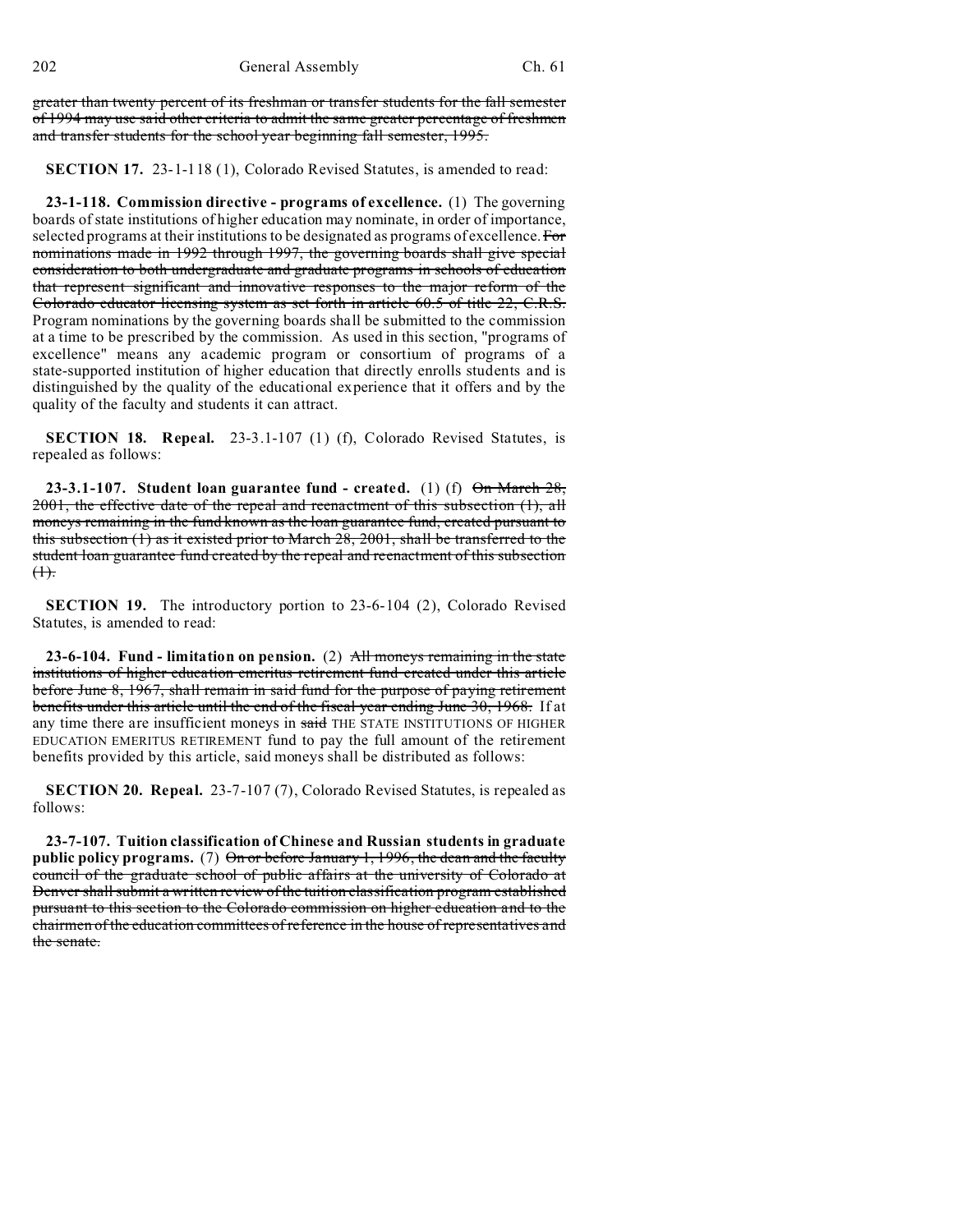~~greater than twenty percent of its freshman or transfer students for the fall semester of 1994 may use said other criteria to admit the same greater percentage of freshmen and transfer students for the school year beginning fall semester, 1995.~~

**SECTION 17.** 23-1-118 (1), Colorado Revised Statutes, is amended to read:

**23-1-118. Commission directive - programs of excellence.** (1) The governing boards of state institutions of higher education may nominate, in order of importance, selected programs at their institutions to be designated as programs of excellence. ~~For nominations made in 1992 through 1997, the governing boards shall give special consideration to both undergraduate and graduate programs in schools of education that represent significant and innovative responses to the major reform of the Colorado educator licensing system as set forth in article 60.5 of title 22, C.R.S.~~ Program nominations by the governing boards shall be submitted to the commission at a time to be prescribed by the commission. As used in this section, "programs of excellence" means any academic program or consortium of programs of a state-supported institution of higher education that directly enrolls students and is distinguished by the quality of the educational experience that it offers and by the quality of the faculty and students it can attract.

**SECTION 18. Repeal.** 23-3.1-107 (1) (f), Colorado Revised Statutes, is repealed as follows:

**23-3.1-107. Student loan guarantee fund - created.** (1) (f) ~~On March 28, 2001, the effective date of the repeal and reenactment of this subsection (1), all moneys remaining in the fund known as the loan guarantee fund, created pursuant to this subsection (1) as it existed prior to March 28, 2001, shall be transferred to the student loan guarantee fund created by the repeal and reenactment of this subsection (1).~~

**SECTION 19.** The introductory portion to 23-6-104 (2), Colorado Revised Statutes, is amended to read:

**23-6-104. Fund - limitation on pension.** (2) ~~All moneys remaining in the state institutions of higher education emeritus retirement fund created under this article before June 8, 1967, shall remain in said fund for the purpose of paying retirement benefits under this article until the end of the fiscal year ending June 30, 1968.~~ If at any time there are insufficient moneys in ~~said~~ THE STATE INSTITUTIONS OF HIGHER EDUCATION EMERITUS RETIREMENT fund to pay the full amount of the retirement benefits provided by this article, said moneys shall be distributed as follows:

**SECTION 20. Repeal.** 23-7-107 (7), Colorado Revised Statutes, is repealed as follows:

**23-7-107. Tuition classification of Chinese and Russian students in graduate public policy programs.** (7) ~~On or before January 1, 1996, the dean and the faculty council of the graduate school of public affairs at the university of Colorado at Denver shall submit a written review of the tuition classification program established pursuant to this section to the Colorado commission on higher education and to the chairmen of the education committees of reference in the house of representatives and the senate.~~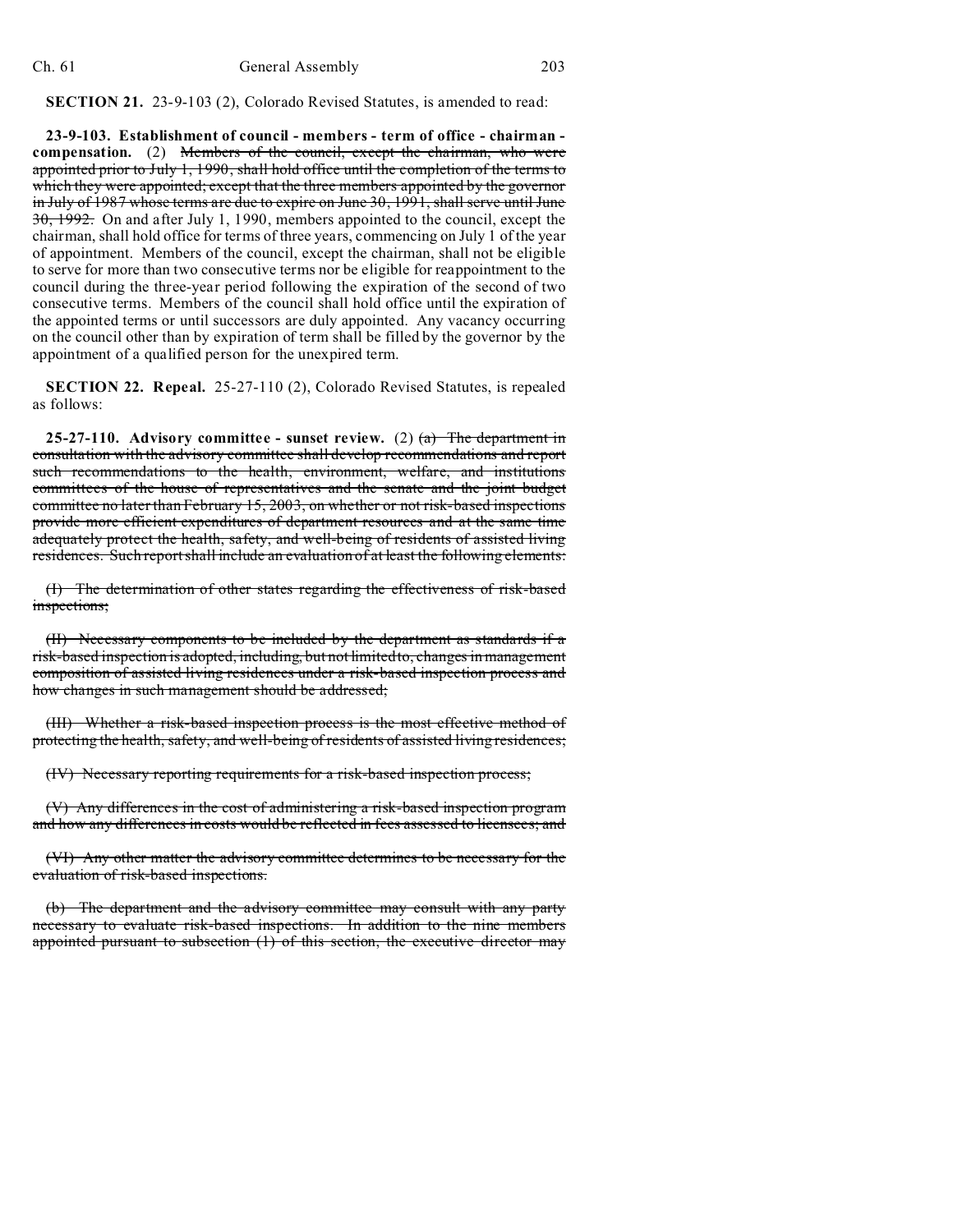**SECTION 21.** 23-9-103 (2), Colorado Revised Statutes, is amended to read:

**23-9-103. Establishment of council - members - term of office - chairman - compensation.** (2) ~~Members of the council, except the chairman, who were appointed prior to July 1, 1990, shall hold office until the completion of the terms to which they were appointed; except that the three members appointed by the governor in July of 1987 whose terms are due to expire on June 30, 1991, shall serve until June 30, 1992.~~ On and after July 1, 1990, members appointed to the council, except the chairman, shall hold office for terms of three years, commencing on July 1 of the year of appointment. Members of the council, except the chairman, shall not be eligible to serve for more than two consecutive terms nor be eligible for reappointment to the council during the three-year period following the expiration of the second of two consecutive terms. Members of the council shall hold office until the expiration of the appointed terms or until successors are duly appointed. Any vacancy occurring on the council other than by expiration of term shall be filled by the governor by the appointment of a qualified person for the unexpired term.

**SECTION 22. Repeal.** 25-27-110 (2), Colorado Revised Statutes, is repealed as follows:

**25-27-110. Advisory committee - sunset review.** (2) ~~(a) The department in consultation with the advisory committee shall develop recommendations and report such recommendations to the health, environment, welfare, and institutions committees of the house of representatives and the senate and the joint budget committee no later than February 15, 2003, on whether or not risk-based inspections provide more efficient expenditures of department resources and at the same time adequately protect the health, safety, and well-being of residents of assisted living residences. Such report shall include an evaluation of at least the following elements:~~

~~(I) The determination of other states regarding the effectiveness of risk-based inspections;~~

~~(II) Necessary components to be included by the department as standards if a risk-based inspection is adopted, including, but not limited to, changes in management composition of assisted living residences under a risk-based inspection process and how changes in such management should be addressed;~~

~~(III) Whether a risk-based inspection process is the most effective method of protecting the health, safety, and well-being of residents of assisted living residences;~~

~~(IV) Necessary reporting requirements for a risk-based inspection process;~~

~~(V) Any differences in the cost of administering a risk-based inspection program and how any differences in costs would be reflected in fees assessed to licensees; and~~

~~(VI) Any other matter the advisory committee determines to be necessary for the evaluation of risk-based inspections.~~

~~(b) The department and the advisory committee may consult with any party necessary to evaluate risk-based inspections. In addition to the nine members appointed pursuant to subsection (1) of this section, the executive director may~~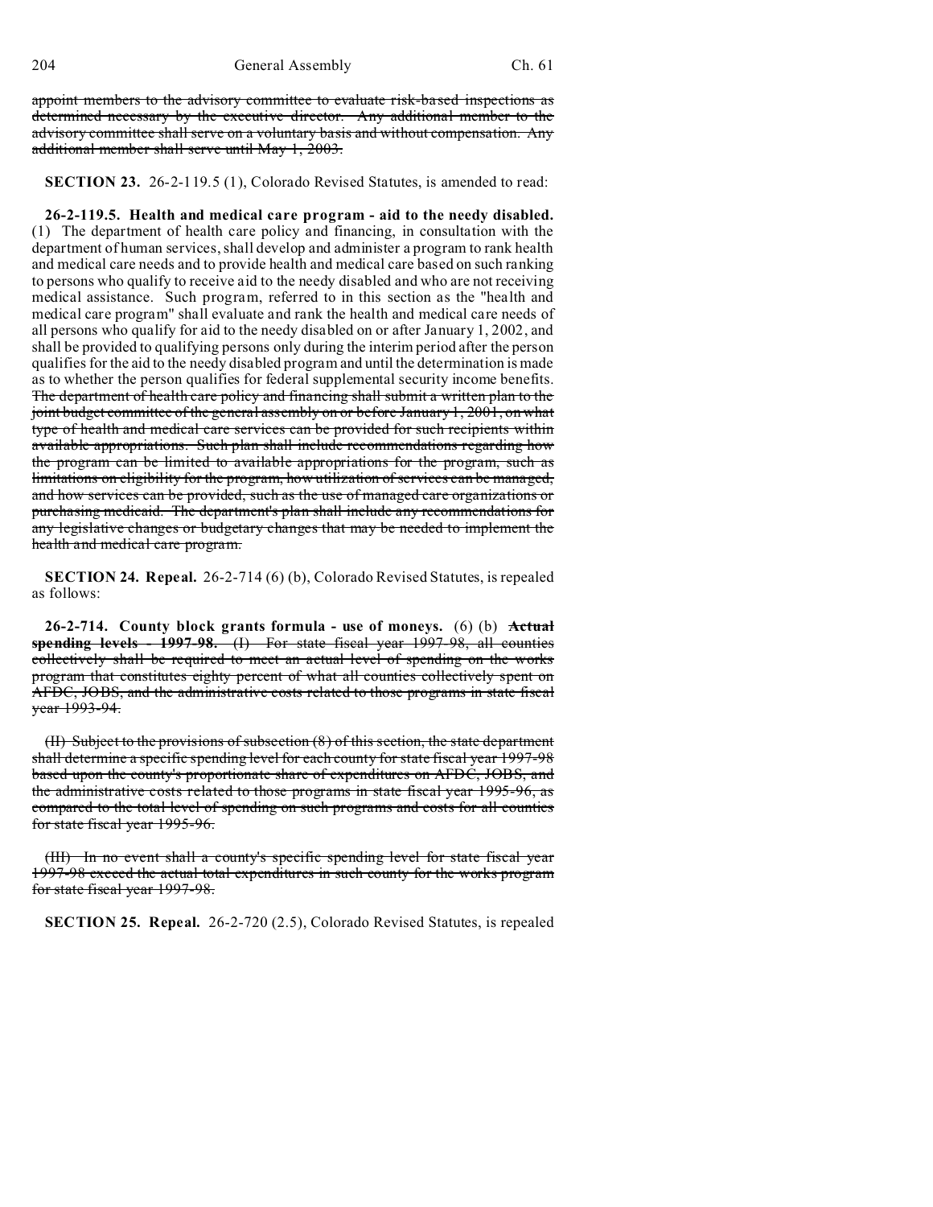~~appoint members to the advisory committee to evaluate risk-based inspections as determined necessary by the executive director. Any additional member to the advisory committee shall serve on a voluntary basis and without compensation. Any additional member shall serve until May 1, 2003.~~

**SECTION 23.** 26-2-119.5 (1), Colorado Revised Statutes, is amended to read:

**26-2-119.5. Health and medical care program - aid to the needy disabled.** (1) The department of health care policy and financing, in consultation with the department of human services, shall develop and administer a program to rank health and medical care needs and to provide health and medical care based on such ranking to persons who qualify to receive aid to the needy disabled and who are not receiving medical assistance. Such program, referred to in this section as the "health and medical care program" shall evaluate and rank the health and medical care needs of all persons who qualify for aid to the needy disabled on or after January 1, 2002, and shall be provided to qualifying persons only during the interim period after the person qualifies for the aid to the needy disabled program and until the determination is made as to whether the person qualifies for federal supplemental security income benefits. ~~The department of health care policy and financing shall submit a written plan to the joint budget committee of the general assembly on or before January 1, 2001, on what type of health and medical care services can be provided for such recipients within available appropriations. Such plan shall include recommendations regarding how the program can be limited to available appropriations for the program, such as limitations on eligibility for the program, how utilization of services can be managed, and how services can be provided, such as the use of managed care organizations or purchasing medicaid. The department's plan shall include any recommendations for any legislative changes or budgetary changes that may be needed to implement the health and medical care program.~~

**SECTION 24. Repeal.** 26-2-714 (6) (b), Colorado Revised Statutes, is repealed as follows:

**26-2-714. County block grants formula - use of moneys.** (6) (b) ~~**Actual spending levels - 1997-98.** (I) For state fiscal year 1997-98, all counties collectively shall be required to meet an actual level of spending on the works program that constitutes eighty percent of what all counties collectively spent on AFDC, JOBS, and the administrative costs related to those programs in state fiscal year 1993-94.~~

~~(II) Subject to the provisions of subsection (8) of this section, the state department shall determine a specific spending level for each county for state fiscal year 1997-98 based upon the county's proportionate share of expenditures on AFDC, JOBS, and the administrative costs related to those programs in state fiscal year 1995-96, as compared to the total level of spending on such programs and costs for all counties for state fiscal year 1995-96.~~

~~(III) In no event shall a county's specific spending level for state fiscal year 1997-98 exceed the actual total expenditures in such county for the works program for state fiscal year 1997-98.~~

**SECTION 25. Repeal.** 26-2-720 (2.5), Colorado Revised Statutes, is repealed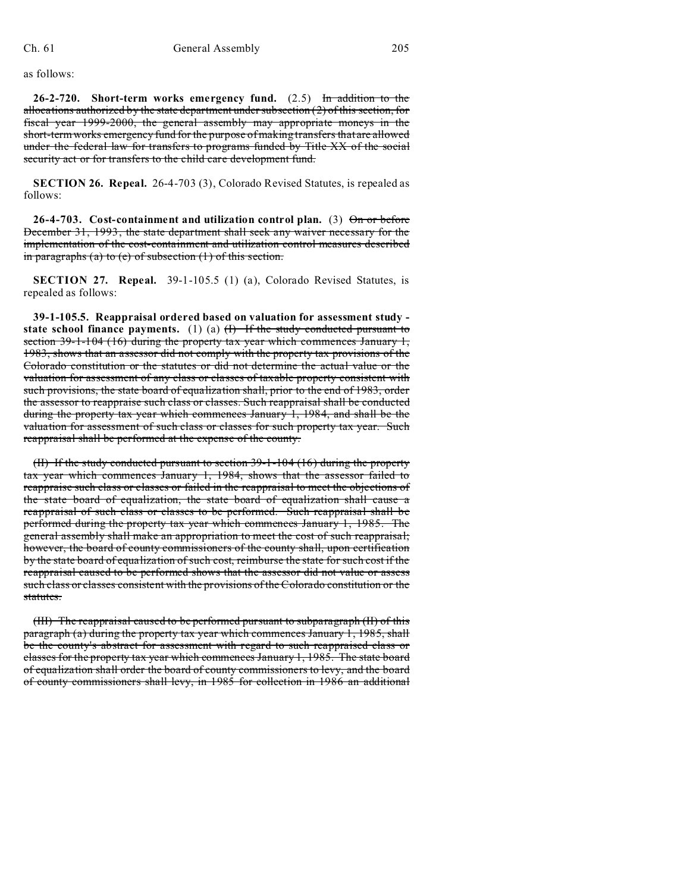as follows:

**26-2-720. Short-term works emergency fund.** (2.5) ~~In addition to the allocations authorized by the state department under subsection (2) of this section, for fiscal year 1999-2000, the general assembly may appropriate moneys in the short-term works emergency fund for the purpose of making transfers that are allowed under the federal law for transfers to programs funded by Title XX of the social security act or for transfers to the child care development fund.~~

**SECTION 26. Repeal.** 26-4-703 (3), Colorado Revised Statutes, is repealed as follows:

**26-4-703. Cost-containment and utilization control plan.** (3) ~~On or before December 31, 1993, the state department shall seek any waiver necessary for the implementation of the cost-containment and utilization control measures described in paragraphs (a) to (e) of subsection (1) of this section.~~

**SECTION 27. Repeal.** 39-1-105.5 (1) (a), Colorado Revised Statutes, is repealed as follows:

**39-1-105.5. Reappraisal ordered based on valuation for assessment study - state school finance payments.** (1) (a) ~~(I) If the study conducted pursuant to section 39-1-104 (16) during the property tax year which commences January 1, 1983, shows that an assessor did not comply with the property tax provisions of the Colorado constitution or the statutes or did not determine the actual value or the valuation for assessment of any class or classes of taxable property consistent with such provisions, the state board of equalization shall, prior to the end of 1983, order the assessor to reappraise such class or classes. Such reappraisal shall be conducted during the property tax year which commences January 1, 1984, and shall be the valuation for assessment of such class or classes for such property tax year. Such reappraisal shall be performed at the expense of the county.~~

~~(II) If the study conducted pursuant to section 39-1-104 (16) during the property tax year which commences January 1, 1984, shows that the assessor failed to reappraise such class or classes or failed in the reappraisal to meet the objections of the state board of equalization, the state board of equalization shall cause a reappraisal of such class or classes to be performed. Such reappraisal shall be performed during the property tax year which commences January 1, 1985. The general assembly shall make an appropriation to meet the cost of such reappraisal; however, the board of county commissioners of the county shall, upon certification by the state board of equalization of such cost, reimburse the state for such cost if the reappraisal caused to be performed shows that the assessor did not value or assess such class or classes consistent with the provisions of the Colorado constitution or the statutes.~~

~~(III) The reappraisal caused to be performed pursuant to subparagraph (II) of this paragraph (a) during the property tax year which commences January 1, 1985, shall be the county's abstract for assessment with regard to such reappraised class or classes for the property tax year which commences January 1, 1985. The state board of equalization shall order the board of county commissioners to levy, and the board of county commissioners shall levy, in 1985 for collection in 1986 an additional~~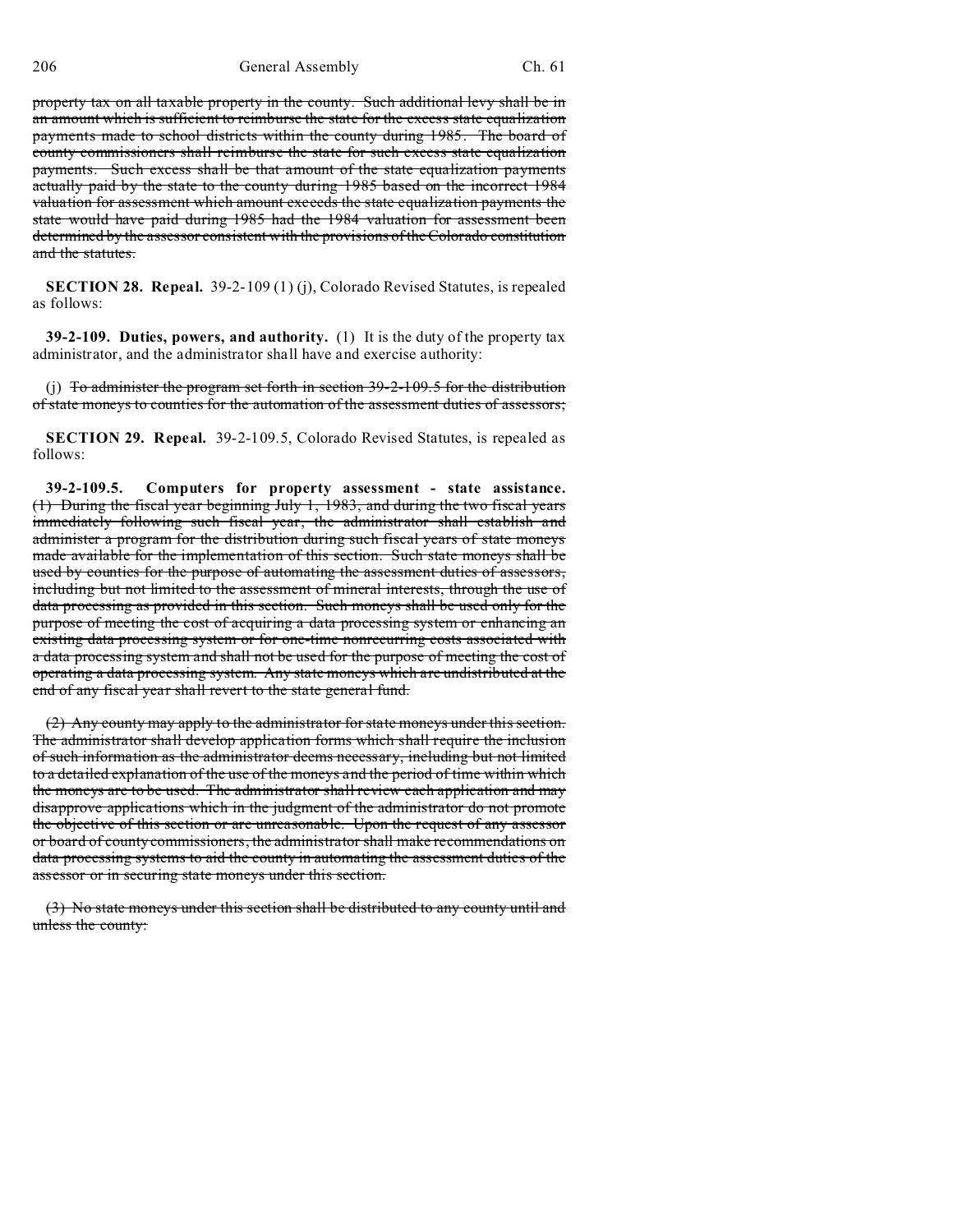~~property tax on all taxable property in the county. Such additional levy shall be in an amount which is sufficient to reimburse the state for the excess state equalization payments made to school districts within the county during 1985. The board of county commissioners shall reimburse the state for such excess state equalization payments. Such excess shall be that amount of the state equalization payments actually paid by the state to the county during 1985 based on the incorrect 1984 valuation for assessment which amount exceeds the state equalization payments the state would have paid during 1985 had the 1984 valuation for assessment been determined by the assessor consistent with the provisions of the Colorado constitution and the statutes.~~

**SECTION 28. Repeal.** 39-2-109 (1) (j), Colorado Revised Statutes, is repealed as follows:

**39-2-109. Duties, powers, and authority.** (1) It is the duty of the property tax administrator, and the administrator shall have and exercise authority:

(j) ~~To administer the program set forth in section 39-2-109.5 for the distribution of state moneys to counties for the automation of the assessment duties of assessors;~~

**SECTION 29. Repeal.** 39-2-109.5, Colorado Revised Statutes, is repealed as follows:

**39-2-109.5. Computers for property assessment - state assistance.** ~~(1) During the fiscal year beginning July 1, 1983, and during the two fiscal years immediately following such fiscal year, the administrator shall establish and administer a program for the distribution during such fiscal years of state moneys made available for the implementation of this section. Such state moneys shall be used by counties for the purpose of automating the assessment duties of assessors, including but not limited to the assessment of mineral interests, through the use of data processing as provided in this section. Such moneys shall be used only for the purpose of meeting the cost of acquiring a data processing system or enhancing an existing data processing system or for one-time nonrecurring costs associated with a data processing system and shall not be used for the purpose of meeting the cost of operating a data processing system. Any state moneys which are undistributed at the end of any fiscal year shall revert to the state general fund.~~

~~(2) Any county may apply to the administrator for state moneys under this section. The administrator shall develop application forms which shall require the inclusion of such information as the administrator deems necessary, including but not limited to a detailed explanation of the use of the moneys and the period of time within which the moneys are to be used. The administrator shall review each application and may disapprove applications which in the judgment of the administrator do not promote the objective of this section or are unreasonable. Upon the request of any assessor or board of county commissioners, the administrator shall make recommendations on data processing systems to aid the county in automating the assessment duties of the assessor or in securing state moneys under this section.~~

~~(3) No state moneys under this section shall be distributed to any county until and unless the county:~~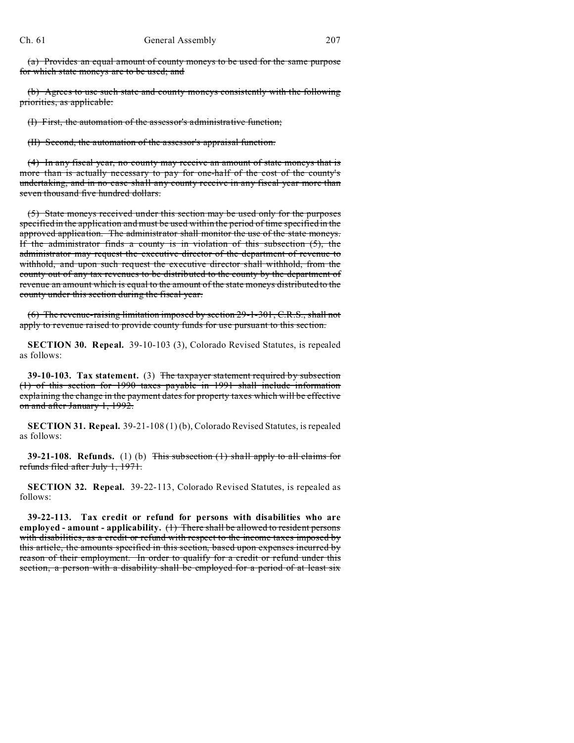(a) Provides an equal amount of county moneys to be used for the same purpose for which state moneys are to be used; and

(b) Agrees to use such state and county moneys consistently with the following priorities, as applicable:

(I) First, the automation of the assessor's administrative function;

(II) Second, the automation of the assessor's appraisal function.

(4) In any fiscal year, no county may receive an amount of state moneys that is more than is actually necessary to pay for one-half of the cost of the county's undertaking, and in no case shall any county receive in any fiscal year more than seven thousand five hundred dollars.

(5) State moneys received under this section may be used only for the purposes specified in the application and must be used within the period of time specified in the approved application. The administrator shall monitor the use of the state moneys. If the administrator finds a county is in violation of this subsection (5), the administrator may request the executive director of the department of revenue to withhold, and upon such request the executive director shall withhold, from the county out of any tax revenues to be distributed to the county by the department of revenue an amount which is equal to the amount of the state moneys distributed to the county under this section during the fiscal year.

(6) The revenue-raising limitation imposed by section 29-1-301, C.R.S., shall not apply to revenue raised to provide county funds for use pursuant to this section.

**SECTION 30. Repeal.** 39-10-103 (3), Colorado Revised Statutes, is repealed as follows:

**39-10-103. Tax statement.** (3) The taxpayer statement required by subsection (1) of this section for 1990 taxes payable in 1991 shall include information explaining the change in the payment dates for property taxes which will be effective on and after January 1, 1992.

**SECTION 31. Repeal.** 39-21-108 (1) (b), Colorado Revised Statutes, is repealed as follows:

**39-21-108. Refunds.** (1) (b) This subsection (1) shall apply to all claims for refunds filed after July 1, 1971.

**SECTION 32. Repeal.** 39-22-113, Colorado Revised Statutes, is repealed as follows:

**39-22-113. Tax credit or refund for persons with disabilities who are employed - amount - applicability.** (1) There shall be allowed to resident persons with disabilities, as a credit or refund with respect to the income taxes imposed by this article, the amounts specified in this section, based upon expenses incurred by reason of their employment. In order to qualify for a credit or refund under this section, a person with a disability shall be employed for a period of at least six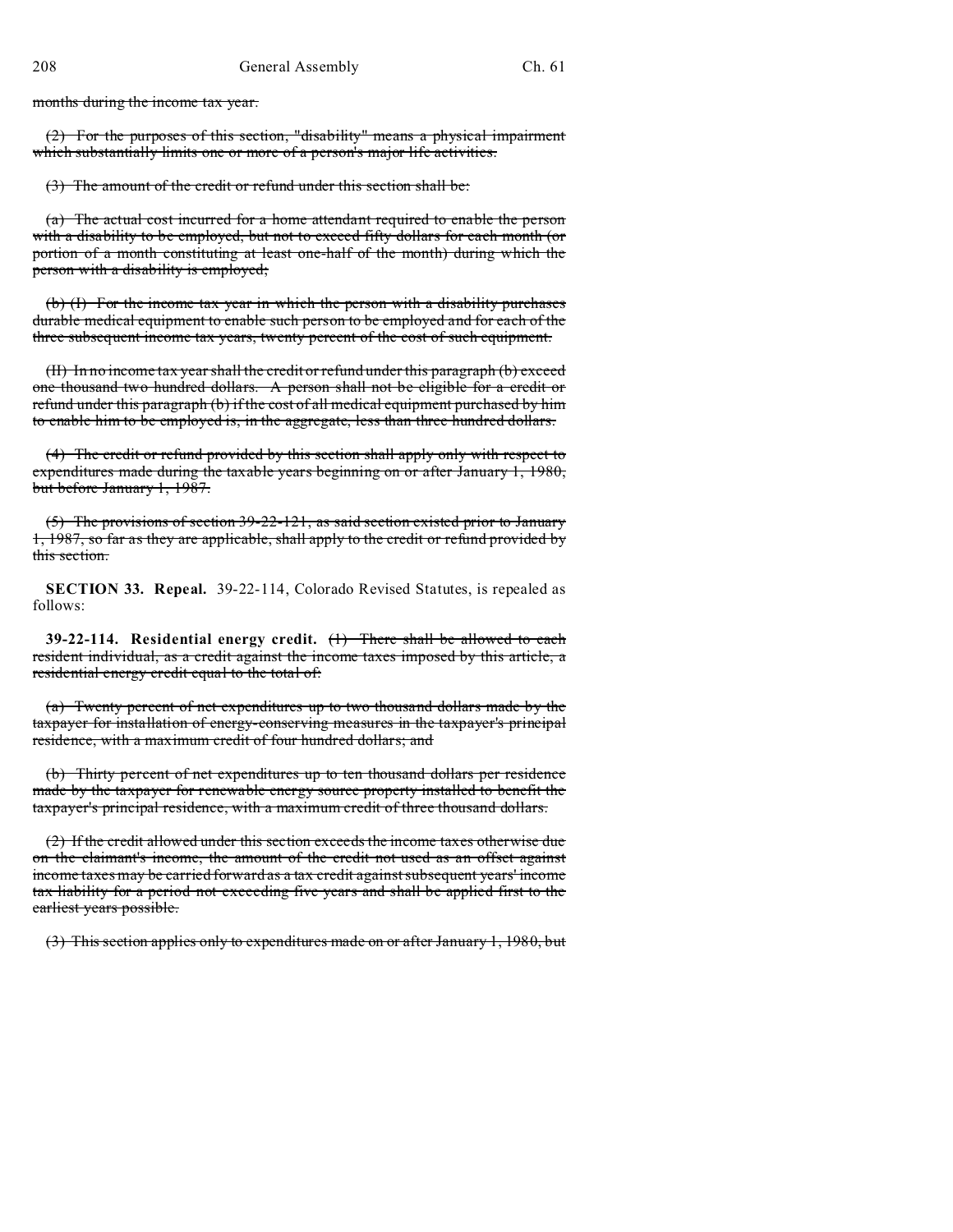months during the income tax year.

(2) For the purposes of this section, "disability" means a physical impairment which substantially limits one or more of a person's major life activities.

(3) The amount of the credit or refund under this section shall be:

(a) The actual cost incurred for a home attendant required to enable the person with a disability to be employed, but not to exceed fifty dollars for each month (or portion of a month constituting at least one-half of the month) during which the person with a disability is employed;

(b) (I) For the income tax year in which the person with a disability purchases durable medical equipment to enable such person to be employed and for each of the three subsequent income tax years, twenty percent of the cost of such equipment.

(II) In no income tax year shall the credit or refund under this paragraph (b) exceed one thousand two hundred dollars. A person shall not be eligible for a credit or refund under this paragraph (b) if the cost of all medical equipment purchased by him to enable him to be employed is, in the aggregate, less than three hundred dollars.

(4) The credit or refund provided by this section shall apply only with respect to expenditures made during the taxable years beginning on or after January 1, 1980, but before January 1, 1987.

(5) The provisions of section 39-22-121, as said section existed prior to January 1, 1987, so far as they are applicable, shall apply to the credit or refund provided by this section.

**SECTION 33. Repeal.** 39-22-114, Colorado Revised Statutes, is repealed as follows:

**39-22-114. Residential energy credit.** (1) There shall be allowed to each resident individual, as a credit against the income taxes imposed by this article, a residential energy credit equal to the total of:

(a) Twenty percent of net expenditures up to two thousand dollars made by the taxpayer for installation of energy-conserving measures in the taxpayer's principal residence, with a maximum credit of four hundred dollars; and

(b) Thirty percent of net expenditures up to ten thousand dollars per residence made by the taxpayer for renewable energy source property installed to benefit the taxpayer's principal residence, with a maximum credit of three thousand dollars.

(2) If the credit allowed under this section exceeds the income taxes otherwise due on the claimant's income, the amount of the credit not used as an offset against income taxes may be carried forward as a tax credit against subsequent years' income tax liability for a period not exceeding five years and shall be applied first to the earliest years possible.

(3) This section applies only to expenditures made on or after January 1, 1980, but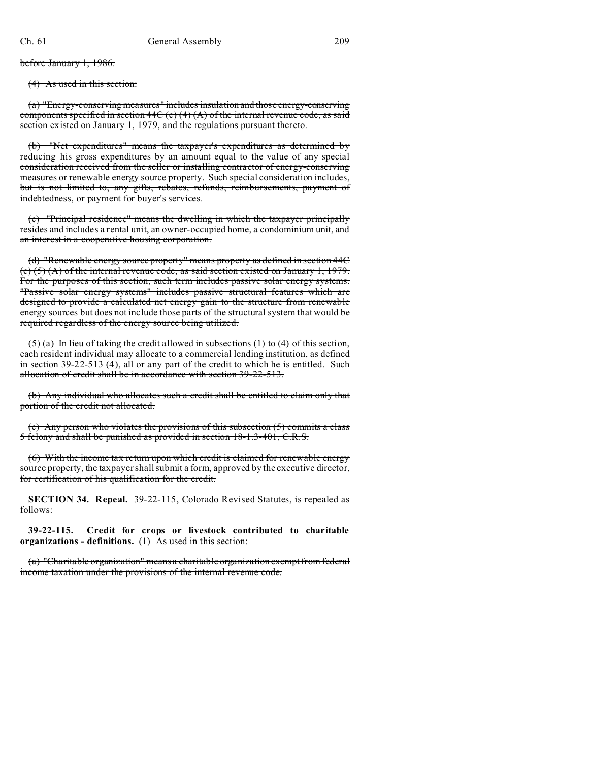~~before January 1, 1986.~~

~~(4) As used in this section:~~

~~(a) "Energy-conserving measures" includes insulation and those energy-conserving components specified in section 44C (c) (4) (A) of the internal revenue code, as said section existed on January 1, 1979, and the regulations pursuant thereto.~~

~~(b) "Net expenditures" means the taxpayer's expenditures as determined by reducing his gross expenditures by an amount equal to the value of any special consideration received from the seller or installing contractor of energy-conserving measures or renewable energy source property. Such special consideration includes, but is not limited to, any gifts, rebates, refunds, reimbursements, payment of indebtedness, or payment for buyer's services.~~

~~(c) "Principal residence" means the dwelling in which the taxpayer principally resides and includes a rental unit, an owner-occupied home, a condominium unit, and an interest in a cooperative housing corporation.~~

~~(d) "Renewable energy source property" means property as defined in section 44C (c) (5) (A) of the internal revenue code, as said section existed on January 1, 1979. For the purposes of this section, such term includes passive solar energy systems. "Passive solar energy systems" includes passive structural features which are designed to provide a calculated net energy gain to the structure from renewable energy sources but does not include those parts of the structural system that would be required regardless of the energy source being utilized.~~

~~(5) (a) In lieu of taking the credit allowed in subsections (1) to (4) of this section, each resident individual may allocate to a commercial lending institution, as defined in section 39-22-513 (4), all or any part of the credit to which he is entitled. Such allocation of credit shall be in accordance with section 39-22-513.~~

~~(b) Any individual who allocates such a credit shall be entitled to claim only that portion of the credit not allocated.~~

~~(c) Any person who violates the provisions of this subsection (5) commits a class 5 felony and shall be punished as provided in section 18-1.3-401, C.R.S.~~

~~(6) With the income tax return upon which credit is claimed for renewable energy source property, the taxpayer shall submit a form, approved by the executive director, for certification of his qualification for the credit.~~

**SECTION 34. Repeal.** 39-22-115, Colorado Revised Statutes, is repealed as follows:

**39-22-115. Credit for crops or livestock contributed to charitable organizations - definitions.** ~~(1) As used in this section:~~

~~(a) "Charitable organization" means a charitable organization exempt from federal income taxation under the provisions of the internal revenue code.~~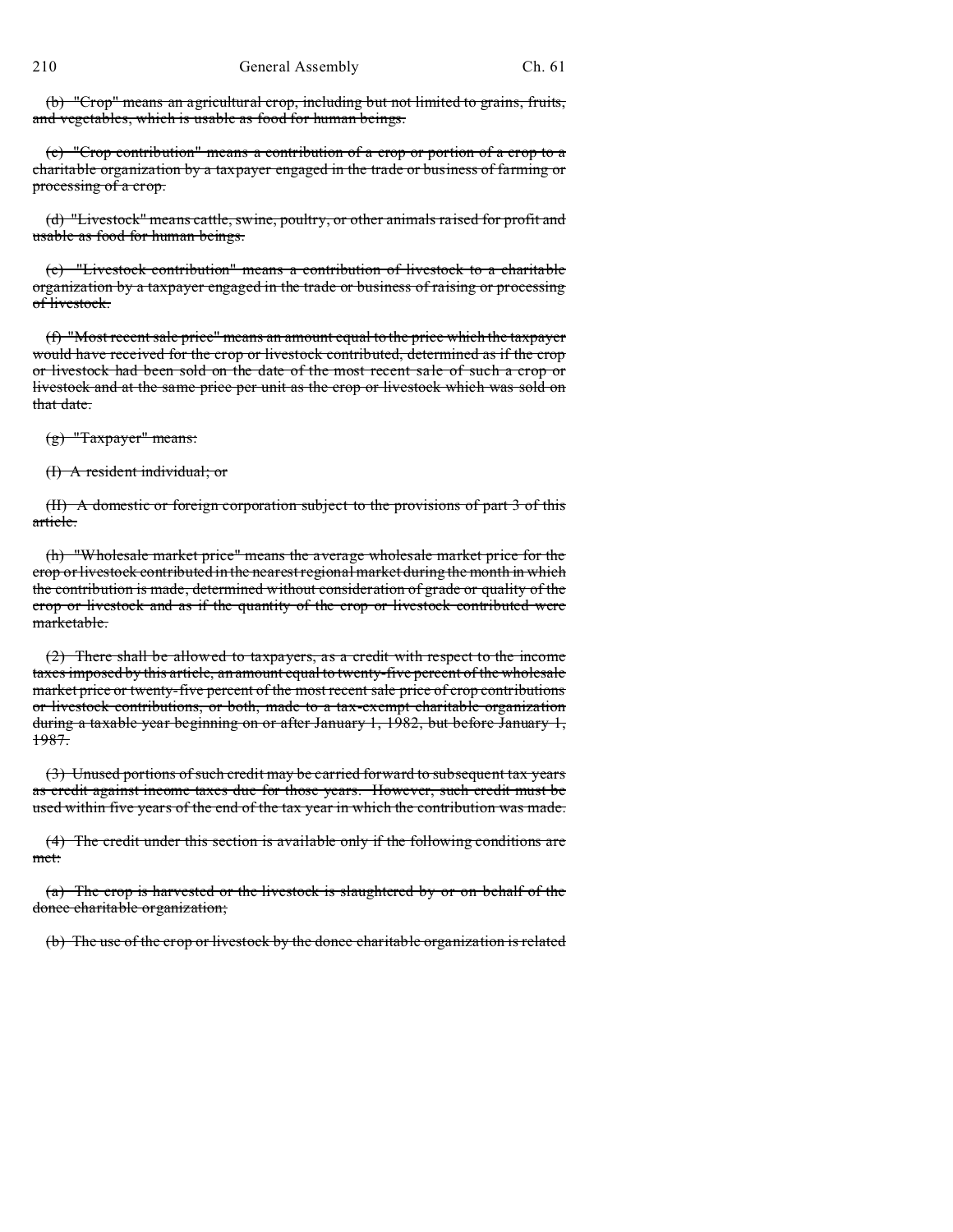~~(b) "Crop" means an agricultural crop, including but not limited to grains, fruits, and vegetables, which is usable as food for human beings.~~

~~(c) "Crop contribution" means a contribution of a crop or portion of a crop to a charitable organization by a taxpayer engaged in the trade or business of farming or processing of a crop.~~

~~(d) "Livestock" means cattle, swine, poultry, or other animals raised for profit and usable as food for human beings.~~

~~(e) "Livestock contribution" means a contribution of livestock to a charitable organization by a taxpayer engaged in the trade or business of raising or processing of livestock.~~

~~(f) "Most recent sale price" means an amount equal to the price which the taxpayer would have received for the crop or livestock contributed, determined as if the crop or livestock had been sold on the date of the most recent sale of such a crop or livestock and at the same price per unit as the crop or livestock which was sold on that date.~~

~~(g) "Taxpayer" means:~~

~~(I) A resident individual; or~~

~~(II) A domestic or foreign corporation subject to the provisions of part 3 of this article.~~

~~(h) "Wholesale market price" means the average wholesale market price for the crop or livestock contributed in the nearest regional market during the month in which the contribution is made, determined without consideration of grade or quality of the crop or livestock and as if the quantity of the crop or livestock contributed were marketable.~~

~~(2) There shall be allowed to taxpayers, as a credit with respect to the income taxes imposed by this article, an amount equal to twenty-five percent of the wholesale market price or twenty-five percent of the most recent sale price of crop contributions or livestock contributions, or both, made to a tax-exempt charitable organization during a taxable year beginning on or after January 1, 1982, but before January 1, 1987.~~

~~(3) Unused portions of such credit may be carried forward to subsequent tax years as credit against income taxes due for those years. However, such credit must be used within five years of the end of the tax year in which the contribution was made.~~

~~(4) The credit under this section is available only if the following conditions are met:~~

~~(a) The crop is harvested or the livestock is slaughtered by or on behalf of the donee charitable organization;~~

~~(b) The use of the crop or livestock by the donee charitable organization is related~~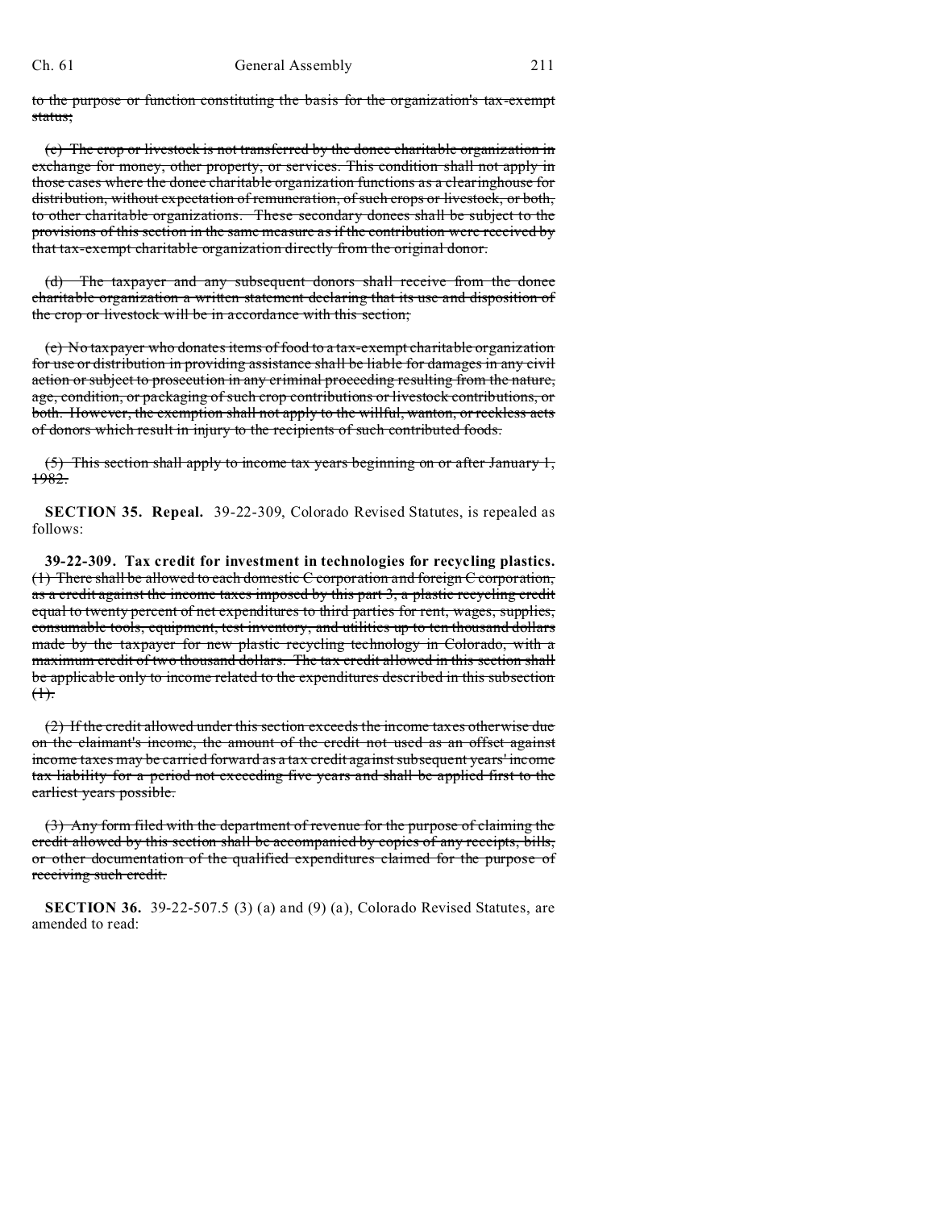to the purpose or function constituting the basis for the organization's tax-exempt status;

(c) The crop or livestock is not transferred by the donee charitable organization in exchange for money, other property, or services. This condition shall not apply in those cases where the donee charitable organization functions as a clearinghouse for distribution, without expectation of remuneration, of such crops or livestock, or both, to other charitable organizations. These secondary donees shall be subject to the provisions of this section in the same measure as if the contribution were received by that tax-exempt charitable organization directly from the original donor.

(d) The taxpayer and any subsequent donors shall receive from the donee charitable organization a written statement declaring that its use and disposition of the crop or livestock will be in accordance with this section;

(e) No taxpayer who donates items of food to a tax-exempt charitable organization for use or distribution in providing assistance shall be liable for damages in any civil action or subject to prosecution in any criminal proceeding resulting from the nature, age, condition, or packaging of such crop contributions or livestock contributions, or both. However, the exemption shall not apply to the willful, wanton, or reckless acts of donors which result in injury to the recipients of such contributed foods.

(5) This section shall apply to income tax years beginning on or after January 1, 1982.

**SECTION 35. Repeal.** 39-22-309, Colorado Revised Statutes, is repealed as follows:

**39-22-309. Tax credit for investment in technologies for recycling plastics.** (1) There shall be allowed to each domestic C corporation and foreign C corporation, as a credit against the income taxes imposed by this part 3, a plastic recycling credit equal to twenty percent of net expenditures to third parties for rent, wages, supplies, consumable tools, equipment, test inventory, and utilities up to ten thousand dollars made by the taxpayer for new plastic recycling technology in Colorado, with a maximum credit of two thousand dollars. The tax credit allowed in this section shall be applicable only to income related to the expenditures described in this subsection (1).

(2) If the credit allowed under this section exceeds the income taxes otherwise due on the claimant's income, the amount of the credit not used as an offset against income taxes may be carried forward as a tax credit against subsequent years' income tax liability for a period not exceeding five years and shall be applied first to the earliest years possible.

(3) Any form filed with the department of revenue for the purpose of claiming the credit allowed by this section shall be accompanied by copies of any receipts, bills, or other documentation of the qualified expenditures claimed for the purpose of receiving such credit.

**SECTION 36.** 39-22-507.5 (3) (a) and (9) (a), Colorado Revised Statutes, are amended to read: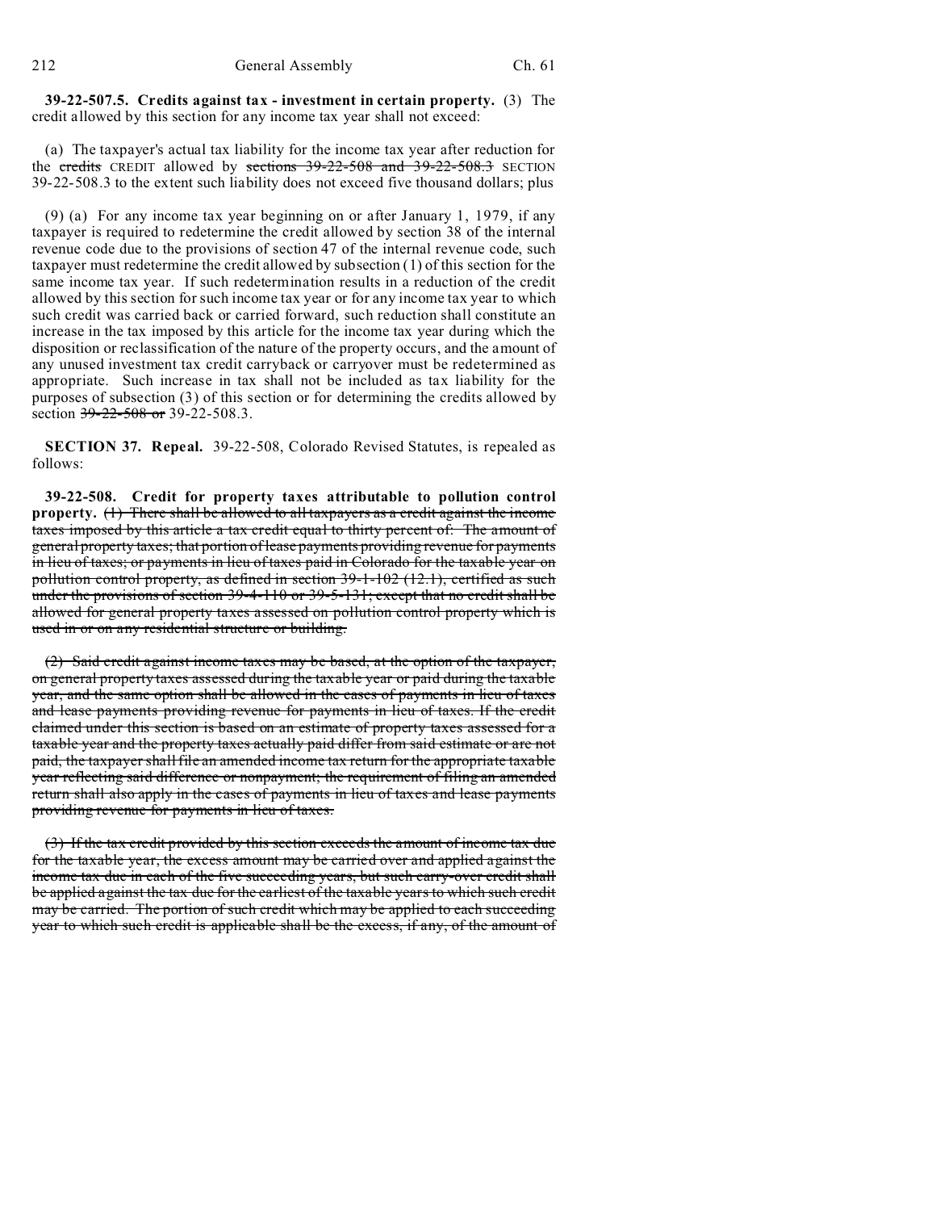**39-22-507.5. Credits against tax - investment in certain property.** (3) The credit allowed by this section for any income tax year shall not exceed:

(a) The taxpayer's actual tax liability for the income tax year after reduction for the ~~credits~~ CREDIT allowed by ~~sections 39-22-508 and 39-22-508.3~~ SECTION 39-22-508.3 to the extent such liability does not exceed five thousand dollars; plus

(9) (a) For any income tax year beginning on or after January 1, 1979, if any taxpayer is required to redetermine the credit allowed by section 38 of the internal revenue code due to the provisions of section 47 of the internal revenue code, such taxpayer must redetermine the credit allowed by subsection (1) of this section for the same income tax year. If such redetermination results in a reduction of the credit allowed by this section for such income tax year or for any income tax year to which such credit was carried back or carried forward, such reduction shall constitute an increase in the tax imposed by this article for the income tax year during which the disposition or reclassification of the nature of the property occurs, and the amount of any unused investment tax credit carryback or carryover must be redetermined as appropriate. Such increase in tax shall not be included as tax liability for the purposes of subsection (3) of this section or for determining the credits allowed by section ~~39-22-508 or~~ 39-22-508.3.

**SECTION 37. Repeal.** 39-22-508, Colorado Revised Statutes, is repealed as follows:

**39-22-508. Credit for property taxes attributable to pollution control property.** ~~(1) There shall be allowed to all taxpayers as a credit against the income taxes imposed by this article a tax credit equal to thirty percent of: The amount of general property taxes; that portion of lease payments providing revenue for payments in lieu of taxes; or payments in lieu of taxes paid in Colorado for the taxable year on pollution control property, as defined in section 39-1-102 (12.1), certified as such under the provisions of section 39-4-110 or 39-5-131; except that no credit shall be allowed for general property taxes assessed on pollution control property which is used in or on any residential structure or building.~~

~~(2) Said credit against income taxes may be based, at the option of the taxpayer, on general property taxes assessed during the taxable year or paid during the taxable year, and the same option shall be allowed in the cases of payments in lieu of taxes and lease payments providing revenue for payments in lieu of taxes. If the credit claimed under this section is based on an estimate of property taxes assessed for a taxable year and the property taxes actually paid differ from said estimate or are not paid, the taxpayer shall file an amended income tax return for the appropriate taxable year reflecting said difference or nonpayment; the requirement of filing an amended return shall also apply in the cases of payments in lieu of taxes and lease payments providing revenue for payments in lieu of taxes.~~

~~(3) If the tax credit provided by this section exceeds the amount of income tax due for the taxable year, the excess amount may be carried over and applied against the income tax due in each of the five succeeding years, but such carry-over credit shall be applied against the tax due for the earliest of the taxable years to which such credit may be carried. The portion of such credit which may be applied to each succeeding year to which such credit is applicable shall be the excess, if any, of the amount of~~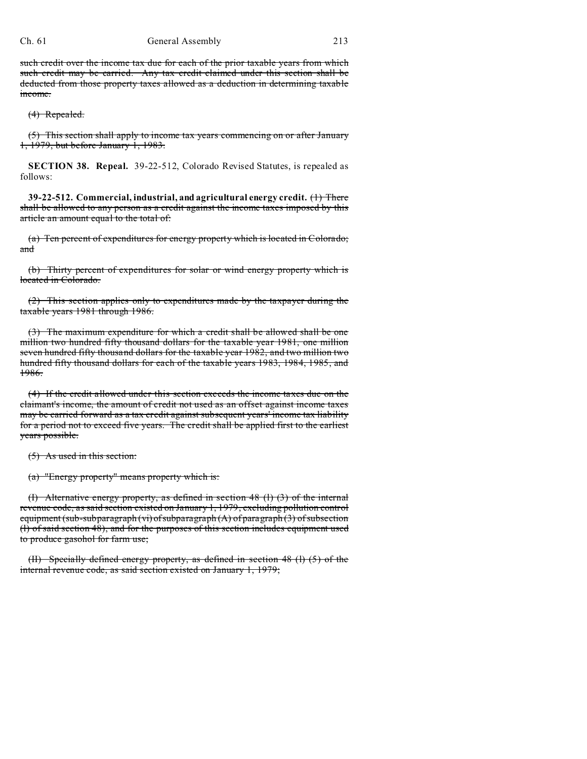~~such credit over the income tax due for each of the prior taxable years from which such credit may be carried. Any tax credit claimed under this section shall be deducted from those property taxes allowed as a deduction in determining taxable income.~~

~~(4) Repealed.~~

~~(5) This section shall apply to income tax years commencing on or after January 1, 1979, but before January 1, 1983.~~

**SECTION 38. Repeal.** 39-22-512, Colorado Revised Statutes, is repealed as follows:

**39-22-512. Commercial, industrial, and agricultural energy credit.** ~~(1) There shall be allowed to any person as a credit against the income taxes imposed by this article an amount equal to the total of:~~

~~(a) Ten percent of expenditures for energy property which is located in Colorado; and~~

~~(b) Thirty percent of expenditures for solar or wind energy property which is located in Colorado.~~

~~(2) This section applies only to expenditures made by the taxpayer during the taxable years 1981 through 1986.~~

~~(3) The maximum expenditure for which a credit shall be allowed shall be one million two hundred fifty thousand dollars for the taxable year 1981, one million seven hundred fifty thousand dollars for the taxable year 1982, and two million two hundred fifty thousand dollars for each of the taxable years 1983, 1984, 1985, and 1986.~~

~~(4) If the credit allowed under this section exceeds the income taxes due on the claimant's income, the amount of credit not used as an offset against income taxes may be carried forward as a tax credit against subsequent years' income tax liability for a period not to exceed five years. The credit shall be applied first to the earliest years possible.~~

~~(5) As used in this section:~~

~~(a) "Energy property" means property which is:~~

~~(I) Alternative energy property, as defined in section 48 (l) (3) of the internal revenue code, as said section existed on January 1, 1979, excluding pollution control equipment (sub-subparagraph (vi) of subparagraph (A) of paragraph (3) of subsection (l) of said section 48), and for the purposes of this section includes equipment used to produce gasohol for farm use;~~

~~(II) Specially defined energy property, as defined in section 48 (l) (5) of the internal revenue code, as said section existed on January 1, 1979;~~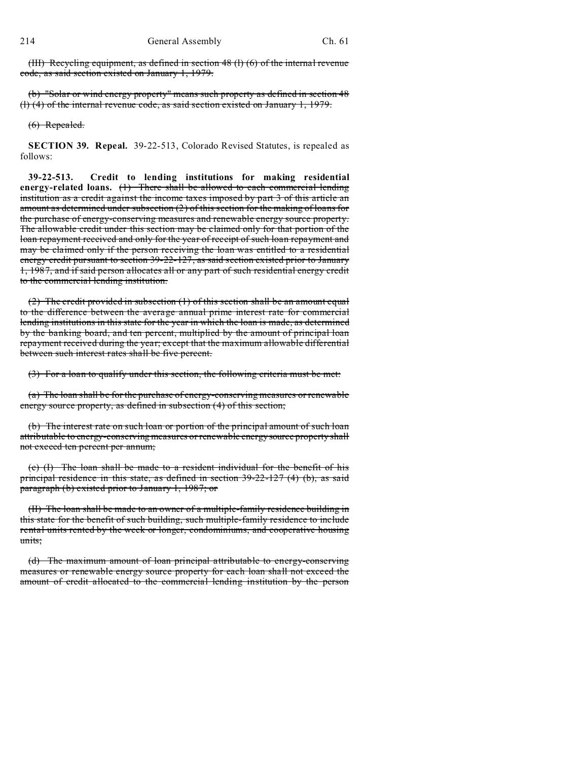(III) Recycling equipment, as defined in section 48 (l) (6) of the internal revenue code, as said section existed on January 1, 1979.

(b) "Solar or wind energy property" means such property as defined in section 48 (l) (4) of the internal revenue code, as said section existed on January 1, 1979.

(6) Repealed.

**SECTION 39. Repeal.** 39-22-513, Colorado Revised Statutes, is repealed as follows:

**39-22-513. Credit to lending institutions for making residential energy-related loans.** (1) There shall be allowed to each commercial lending institution as a credit against the income taxes imposed by part 3 of this article an amount as determined under subsection (2) of this section for the making of loans for the purchase of energy-conserving measures and renewable energy source property. The allowable credit under this section may be claimed only for that portion of the loan repayment received and only for the year of receipt of such loan repayment and may be claimed only if the person receiving the loan was entitled to a residential energy credit pursuant to section 39-22-127, as said section existed prior to January 1, 1987, and if said person allocates all or any part of such residential energy credit to the commercial lending institution.

(2) The credit provided in subsection (1) of this section shall be an amount equal to the difference between the average annual prime interest rate for commercial lending institutions in this state for the year in which the loan is made, as determined by the banking board, and ten percent, multiplied by the amount of principal loan repayment received during the year; except that the maximum allowable differential between such interest rates shall be five percent.

(3) For a loan to qualify under this section, the following criteria must be met:

(a) The loan shall be for the purchase of energy-conserving measures or renewable energy source property, as defined in subsection (4) of this section;

(b) The interest rate on such loan or portion of the principal amount of such loan attributable to energy-conserving measures or renewable energy source property shall not exceed ten percent per annum;

(c) (I) The loan shall be made to a resident individual for the benefit of his principal residence in this state, as defined in section 39-22-127 (4) (b), as said paragraph (b) existed prior to January 1, 1987; or

(II) The loan shall be made to an owner of a multiple-family residence building in this state for the benefit of such building, such multiple-family residence to include rental units rented by the week or longer, condominiums, and cooperative housing units;

(d) The maximum amount of loan principal attributable to energy-conserving measures or renewable energy source property for each loan shall not exceed the amount of credit allocated to the commercial lending institution by the person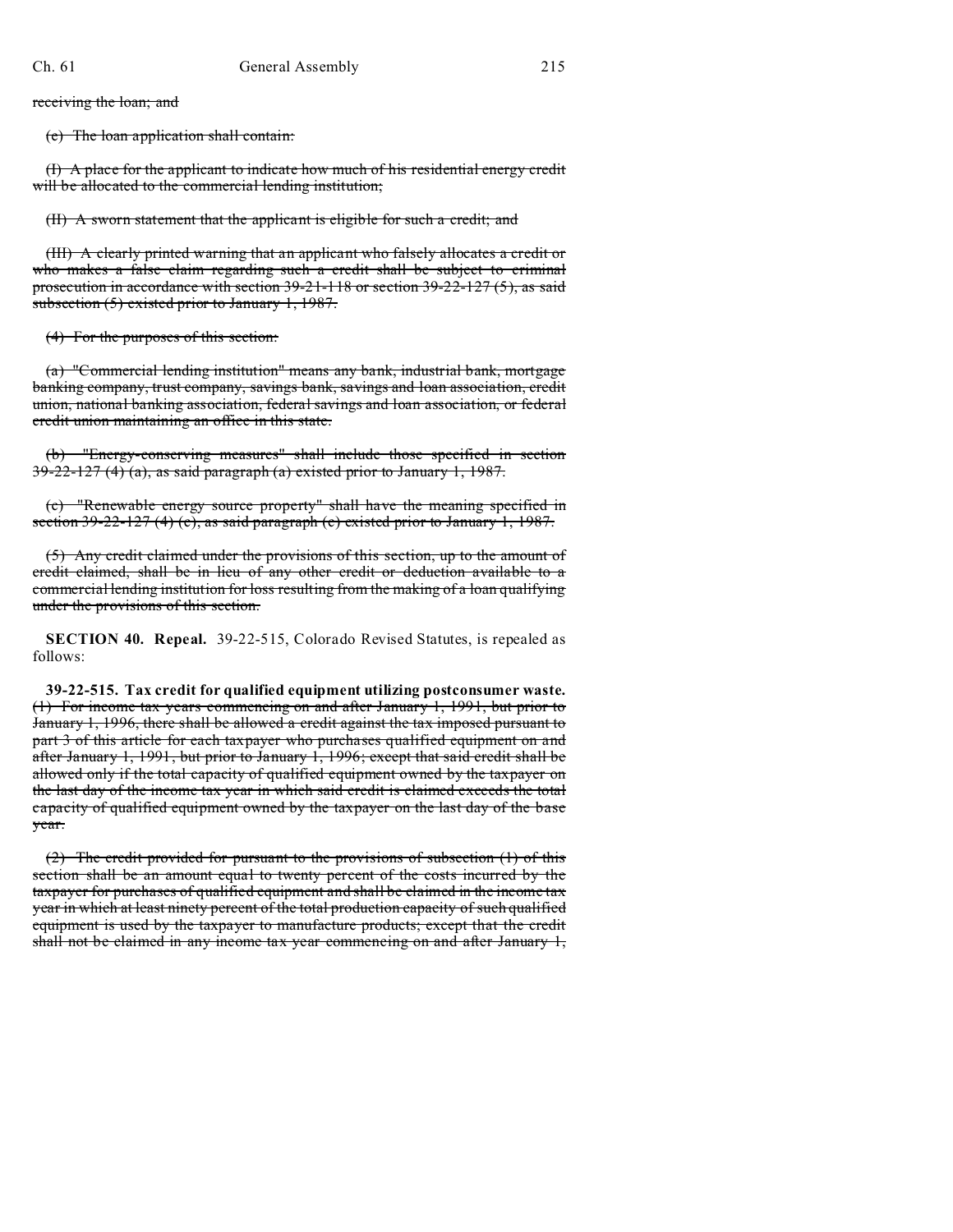~~receiving the loan; and~~

~~(c) The loan application shall contain:~~

~~(I) A place for the applicant to indicate how much of his residential energy credit will be allocated to the commercial lending institution;~~

~~(II) A sworn statement that the applicant is eligible for such a credit; and~~

~~(III) A clearly printed warning that an applicant who falsely allocates a credit or who makes a false claim regarding such a credit shall be subject to criminal prosecution in accordance with section 39-21-118 or section 39-22-127 (5), as said subsection (5) existed prior to January 1, 1987.~~

~~(4) For the purposes of this section:~~

~~(a) "Commercial lending institution" means any bank, industrial bank, mortgage banking company, trust company, savings bank, savings and loan association, credit union, national banking association, federal savings and loan association, or federal credit union maintaining an office in this state.~~

~~(b) "Energy-conserving measures" shall include those specified in section 39-22-127 (4) (a), as said paragraph (a) existed prior to January 1, 1987.~~

~~(c) "Renewable energy source property" shall have the meaning specified in section 39-22-127 (4) (c), as said paragraph (c) existed prior to January 1, 1987.~~

~~(5) Any credit claimed under the provisions of this section, up to the amount of credit claimed, shall be in lieu of any other credit or deduction available to a commercial lending institution for loss resulting from the making of a loan qualifying under the provisions of this section.~~

**SECTION 40. Repeal.** 39-22-515, Colorado Revised Statutes, is repealed as follows:

**39-22-515. Tax credit for qualified equipment utilizing postconsumer waste.** ~~(1) For income tax years commencing on and after January 1, 1991, but prior to January 1, 1996, there shall be allowed a credit against the tax imposed pursuant to part 3 of this article for each taxpayer who purchases qualified equipment on and after January 1, 1991, but prior to January 1, 1996; except that said credit shall be allowed only if the total capacity of qualified equipment owned by the taxpayer on the last day of the income tax year in which said credit is claimed exceeds the total capacity of qualified equipment owned by the taxpayer on the last day of the base year.~~

~~(2) The credit provided for pursuant to the provisions of subsection (1) of this section shall be an amount equal to twenty percent of the costs incurred by the taxpayer for purchases of qualified equipment and shall be claimed in the income tax year in which at least ninety percent of the total production capacity of such qualified equipment is used by the taxpayer to manufacture products; except that the credit shall not be claimed in any income tax year commencing on and after January 1,~~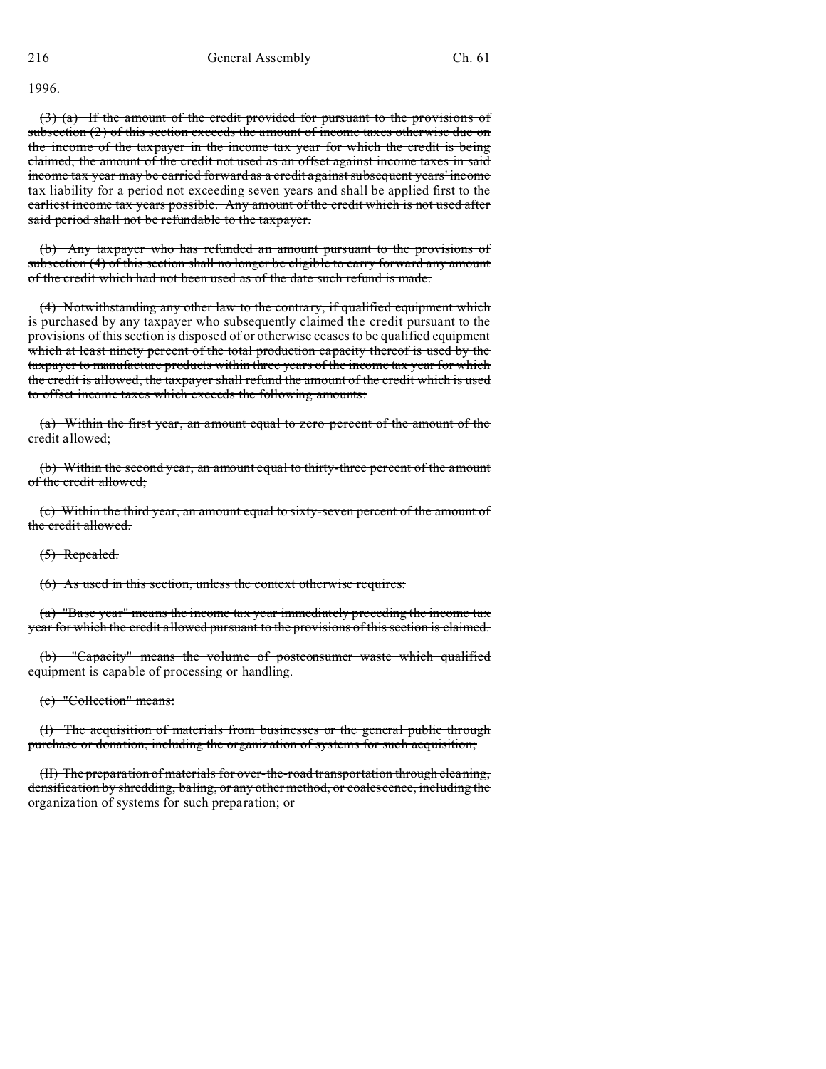~~1996.~~

~~(3) (a) If the amount of the credit provided for pursuant to the provisions of subsection (2) of this section exceeds the amount of income taxes otherwise due on the income of the taxpayer in the income tax year for which the credit is being claimed, the amount of the credit not used as an offset against income taxes in said income tax year may be carried forward as a credit against subsequent years' income tax liability for a period not exceeding seven years and shall be applied first to the earliest income tax years possible. Any amount of the credit which is not used after said period shall not be refundable to the taxpayer.~~

~~(b) Any taxpayer who has refunded an amount pursuant to the provisions of subsection (4) of this section shall no longer be eligible to carry forward any amount of the credit which had not been used as of the date such refund is made.~~

~~(4) Notwithstanding any other law to the contrary, if qualified equipment which is purchased by any taxpayer who subsequently claimed the credit pursuant to the provisions of this section is disposed of or otherwise ceases to be qualified equipment which at least ninety percent of the total production capacity thereof is used by the taxpayer to manufacture products within three years of the income tax year for which the credit is allowed, the taxpayer shall refund the amount of the credit which is used to offset income taxes which exceeds the following amounts:~~

~~(a) Within the first year, an amount equal to zero percent of the amount of the credit allowed;~~

~~(b) Within the second year, an amount equal to thirty-three percent of the amount of the credit allowed;~~

~~(c) Within the third year, an amount equal to sixty-seven percent of the amount of the credit allowed.~~

~~(5) Repealed.~~

~~(6) As used in this section, unless the context otherwise requires:~~

~~(a) "Base year" means the income tax year immediately preceding the income tax year for which the credit allowed pursuant to the provisions of this section is claimed.~~

~~(b) "Capacity" means the volume of postconsumer waste which qualified equipment is capable of processing or handling.~~

~~(c) "Collection" means:~~

~~(I) The acquisition of materials from businesses or the general public through purchase or donation, including the organization of systems for such acquisition;~~

~~(II) The preparation of materials for over-the-road transportation through cleaning, densification by shredding, baling, or any other method, or coalescence, including the organization of systems for such preparation; or~~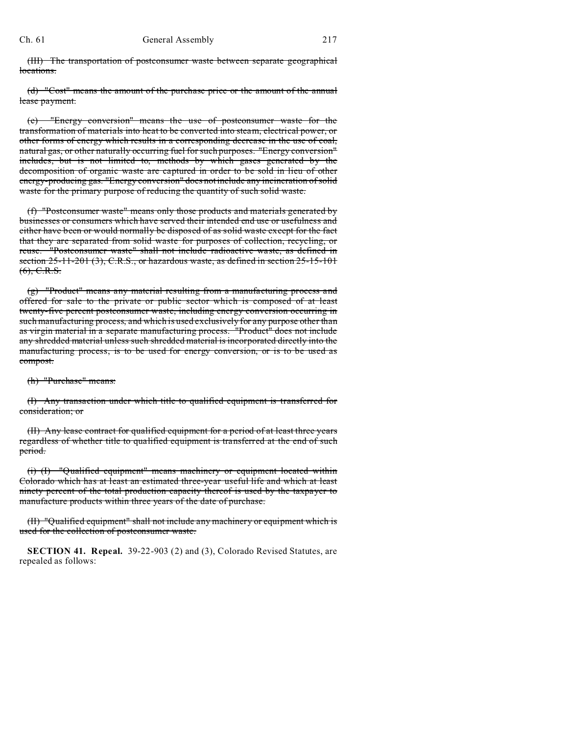(III) The transportation of postconsumer waste between separate geographical locations.

(d) "Cost" means the amount of the purchase price or the amount of the annual lease payment.

(e) "Energy conversion" means the use of postconsumer waste for the transformation of materials into heat to be converted into steam, electrical power, or other forms of energy which results in a corresponding decrease in the use of coal, natural gas, or other naturally occurring fuel for such purposes. "Energy conversion" includes, but is not limited to, methods by which gases generated by the decomposition of organic waste are captured in order to be sold in lieu of other energy-producing gas. "Energy conversion" does not include any incineration of solid waste for the primary purpose of reducing the quantity of such solid waste.

(f) "Postconsumer waste" means only those products and materials generated by businesses or consumers which have served their intended end use or usefulness and either have been or would normally be disposed of as solid waste except for the fact that they are separated from solid waste for purposes of collection, recycling, or reuse. "Postconsumer waste" shall not include radioactive waste, as defined in section 25-11-201 (3), C.R.S., or hazardous waste, as defined in section 25-15-101 (6), C.R.S.

(g) "Product" means any material resulting from a manufacturing process and offered for sale to the private or public sector which is composed of at least twenty-five percent postconsumer waste, including energy conversion occurring in such manufacturing process, and which is used exclusively for any purpose other than as virgin material in a separate manufacturing process. "Product" does not include any shredded material unless such shredded material is incorporated directly into the manufacturing process, is to be used for energy conversion, or is to be used as compost.

(h) "Purchase" means:

(I) Any transaction under which title to qualified equipment is transferred for consideration; or

(II) Any lease contract for qualified equipment for a period of at least three years regardless of whether title to qualified equipment is transferred at the end of such period.

(i) (I) "Qualified equipment" means machinery or equipment located within Colorado which has at least an estimated three-year useful life and which at least ninety percent of the total production capacity thereof is used by the taxpayer to manufacture products within three years of the date of purchase.

(II) "Qualified equipment" shall not include any machinery or equipment which is used for the collection of postconsumer waste.

**SECTION 41. Repeal.** 39-22-903 (2) and (3), Colorado Revised Statutes, are repealed as follows: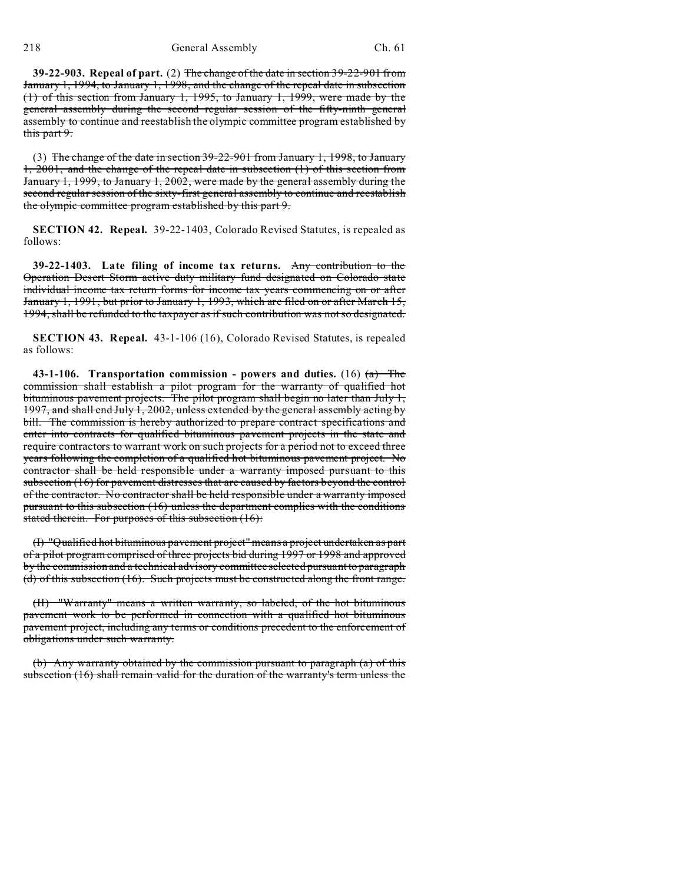**39-22-903. Repeal of part.** (2) The change of the date in section 39-22-901 from January 1, 1994, to January 1, 1998, and the change of the repeal date in subsection (1) of this section from January 1, 1995, to January 1, 1999, were made by the general assembly during the second regular session of the fifty-ninth general assembly to continue and reestablish the olympic committee program established by this part 9.

(3) The change of the date in section 39-22-901 from January 1, 1998, to January 1, 2001, and the change of the repeal date in subsection (1) of this section from January 1, 1999, to January 1, 2002, were made by the general assembly during the second regular session of the sixty-first general assembly to continue and reestablish the olympic committee program established by this part 9.

**SECTION 42. Repeal.** 39-22-1403, Colorado Revised Statutes, is repealed as follows:

**39-22-1403. Late filing of income tax returns.** Any contribution to the Operation Desert Storm active duty military fund designated on Colorado state individual income tax return forms for income tax years commencing on or after January 1, 1991, but prior to January 1, 1993, which are filed on or after March 15, 1994, shall be refunded to the taxpayer as if such contribution was not so designated.

**SECTION 43. Repeal.** 43-1-106 (16), Colorado Revised Statutes, is repealed as follows:

**43-1-106. Transportation commission - powers and duties.** (16) (a) The commission shall establish a pilot program for the warranty of qualified hot bituminous pavement projects. The pilot program shall begin no later than July 1, 1997, and shall end July 1, 2002, unless extended by the general assembly acting by bill. The commission is hereby authorized to prepare contract specifications and enter into contracts for qualified bituminous pavement projects in the state and require contractors to warrant work on such projects for a period not to exceed three years following the completion of a qualified hot bituminous pavement project. No contractor shall be held responsible under a warranty imposed pursuant to this subsection (16) for pavement distresses that are caused by factors beyond the control of the contractor. No contractor shall be held responsible under a warranty imposed pursuant to this subsection (16) unless the department complies with the conditions stated therein. For purposes of this subsection (16):

(I) "Qualified hot bituminous pavement project" means a project undertaken as part of a pilot program comprised of three projects bid during 1997 or 1998 and approved by the commission and a technical advisory committee selected pursuant to paragraph (d) of this subsection (16). Such projects must be constructed along the front range.

(II) "Warranty" means a written warranty, so labeled, of the hot bituminous pavement work to be performed in connection with a qualified hot bituminous pavement project, including any terms or conditions precedent to the enforcement of obligations under such warranty.

(b) Any warranty obtained by the commission pursuant to paragraph (a) of this subsection (16) shall remain valid for the duration of the warranty's term unless the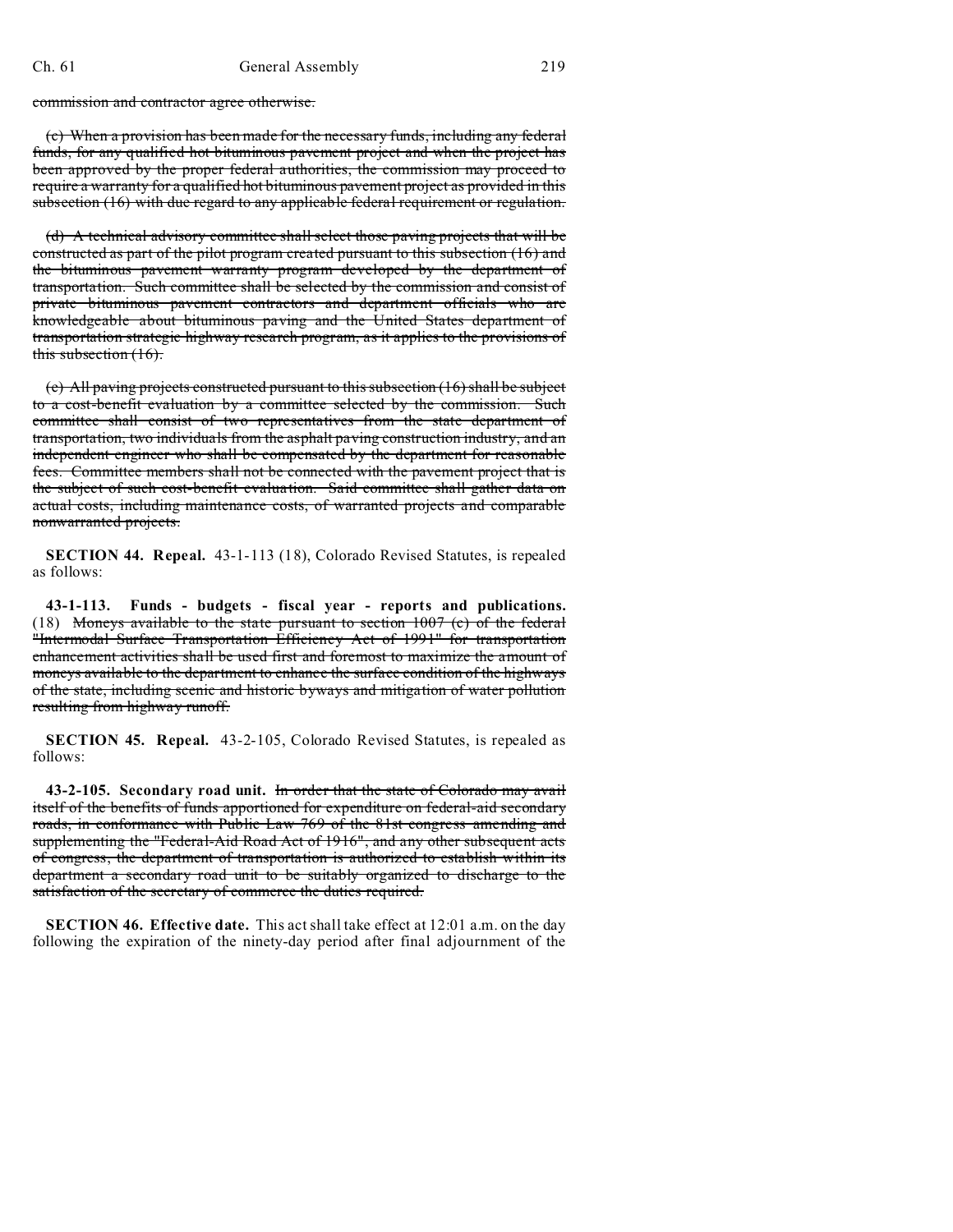~~commission and contractor agree otherwise.~~

~~(c) When a provision has been made for the necessary funds, including any federal funds, for any qualified hot bituminous pavement project and when the project has been approved by the proper federal authorities, the commission may proceed to require a warranty for a qualified hot bituminous pavement project as provided in this subsection (16) with due regard to any applicable federal requirement or regulation.~~

~~(d) A technical advisory committee shall select those paving projects that will be constructed as part of the pilot program created pursuant to this subsection (16) and the bituminous pavement warranty program developed by the department of transportation. Such committee shall be selected by the commission and consist of private bituminous pavement contractors and department officials who are knowledgeable about bituminous paving and the United States department of transportation strategic highway research program, as it applies to the provisions of this subsection (16).~~

~~(e) All paving projects constructed pursuant to this subsection (16) shall be subject to a cost-benefit evaluation by a committee selected by the commission. Such committee shall consist of two representatives from the state department of transportation, two individuals from the asphalt paving construction industry, and an independent engineer who shall be compensated by the department for reasonable fees. Committee members shall not be connected with the pavement project that is the subject of such cost-benefit evaluation. Said committee shall gather data on actual costs, including maintenance costs, of warranted projects and comparable nonwarranted projects.~~

**SECTION 44. Repeal.** 43-1-113 (18), Colorado Revised Statutes, is repealed as follows:

**43-1-113. Funds - budgets - fiscal year - reports and publications.** (18) ~~Moneys available to the state pursuant to section 1007 (c) of the federal "Intermodal Surface Transportation Efficiency Act of 1991" for transportation enhancement activities shall be used first and foremost to maximize the amount of moneys available to the department to enhance the surface condition of the highways of the state, including scenic and historic byways and mitigation of water pollution resulting from highway runoff.~~

**SECTION 45. Repeal.** 43-2-105, Colorado Revised Statutes, is repealed as follows:

**43-2-105. Secondary road unit.** ~~In order that the state of Colorado may avail itself of the benefits of funds apportioned for expenditure on federal-aid secondary roads, in conformance with Public Law 769 of the 81st congress amending and supplementing the "Federal-Aid Road Act of 1916", and any other subsequent acts of congress, the department of transportation is authorized to establish within its department a secondary road unit to be suitably organized to discharge to the satisfaction of the secretary of commerce the duties required.~~

**SECTION 46. Effective date.** This act shall take effect at 12:01 a.m. on the day following the expiration of the ninety-day period after final adjournment of the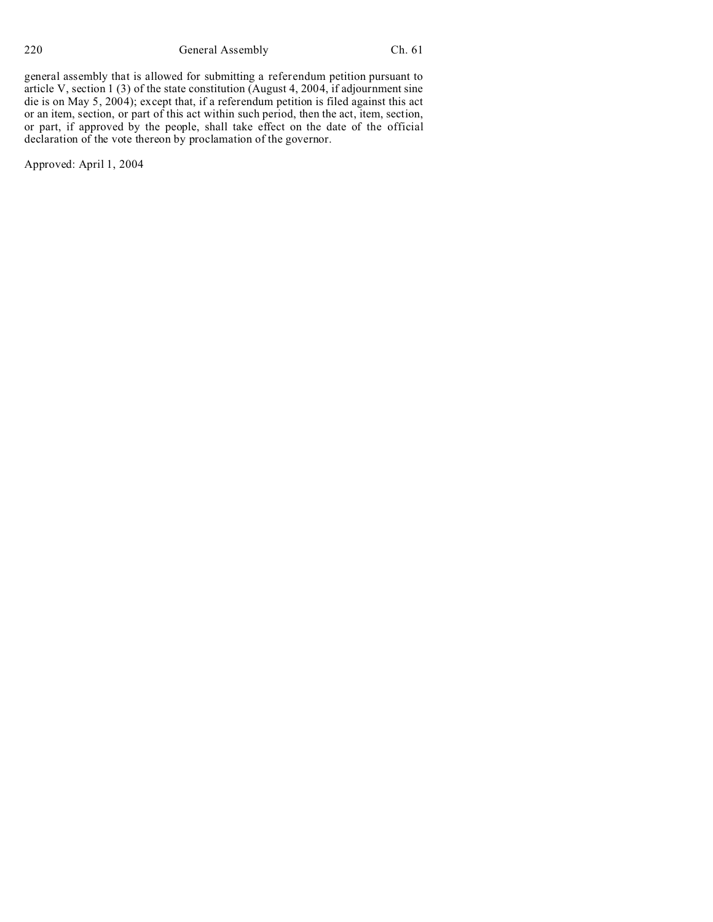general assembly that is allowed for submitting a referendum petition pursuant to article V, section 1 (3) of the state constitution (August 4, 2004, if adjournment sine die is on May 5, 2004); except that, if a referendum petition is filed against this act or an item, section, or part of this act within such period, then the act, item, section, or part, if approved by the people, shall take effect on the date of the official declaration of the vote thereon by proclamation of the governor.

Approved: April 1, 2004